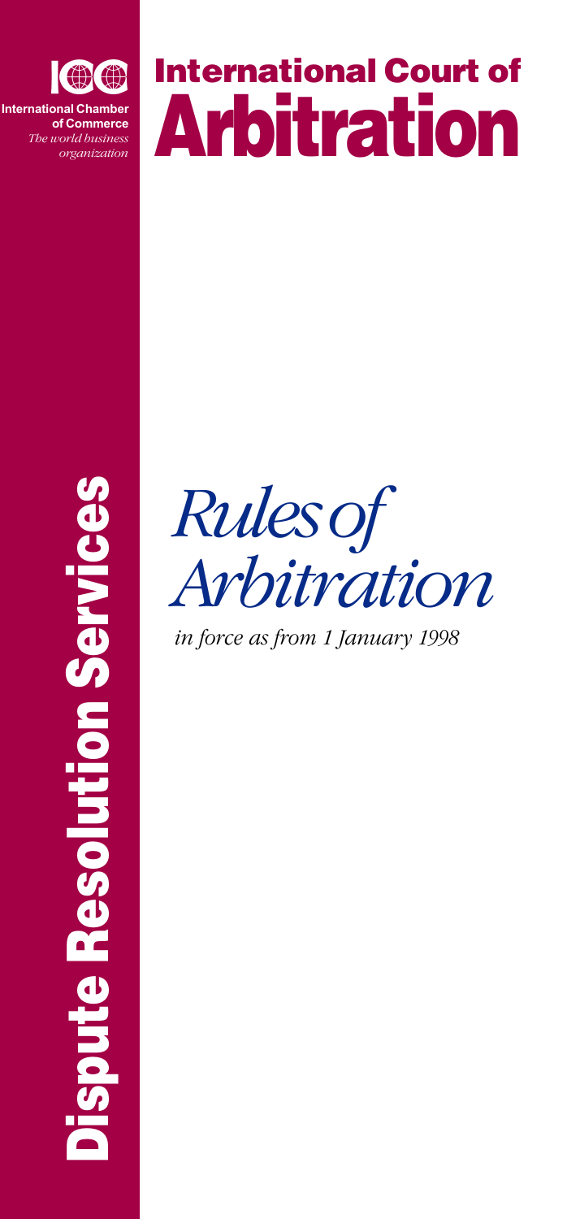**ICC**

**International Chamber of Commerce**
*The world business organization*

# International Court of Arbitration

**Dispute Resolution Services**

# *Rules of Arbitration*

*in force as from 1 January 1998*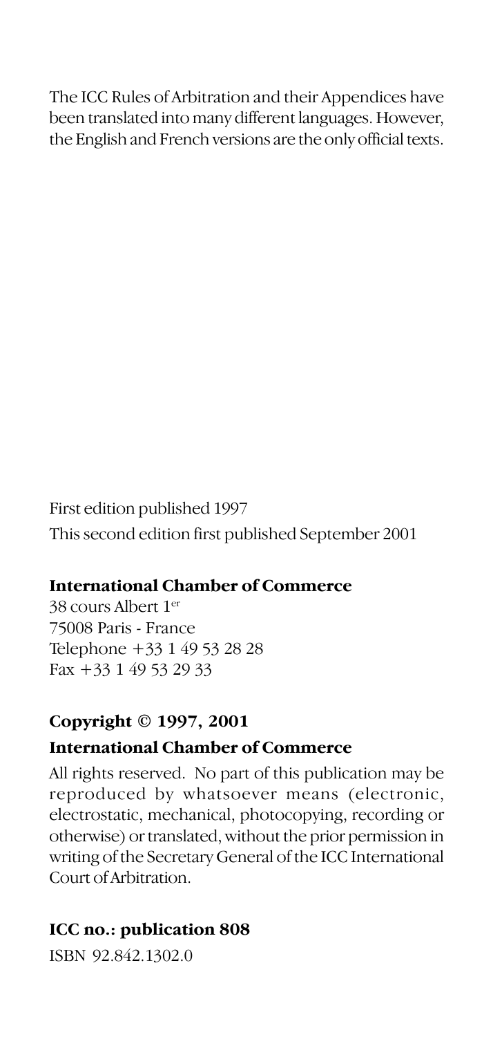The ICC Rules of Arbitration and their Appendices have been translated into many different languages. However, the English and French versions are the only official texts.

First edition published 1997

This second edition first published September 2001

**International Chamber of Commerce**

38 cours Albert 1er
75008 Paris - France
Telephone +33 1 49 53 28 28
Fax +33 1 49 53 29 33

**Copyright © 1997, 2001**

**International Chamber of Commerce**

All rights reserved. No part of this publication may be reproduced by whatsoever means (electronic, electrostatic, mechanical, photocopying, recording or otherwise) or translated, without the prior permission in writing of the Secretary General of the ICC International Court of Arbitration.

**ICC no.: publication 808**

ISBN 92.842.1302.0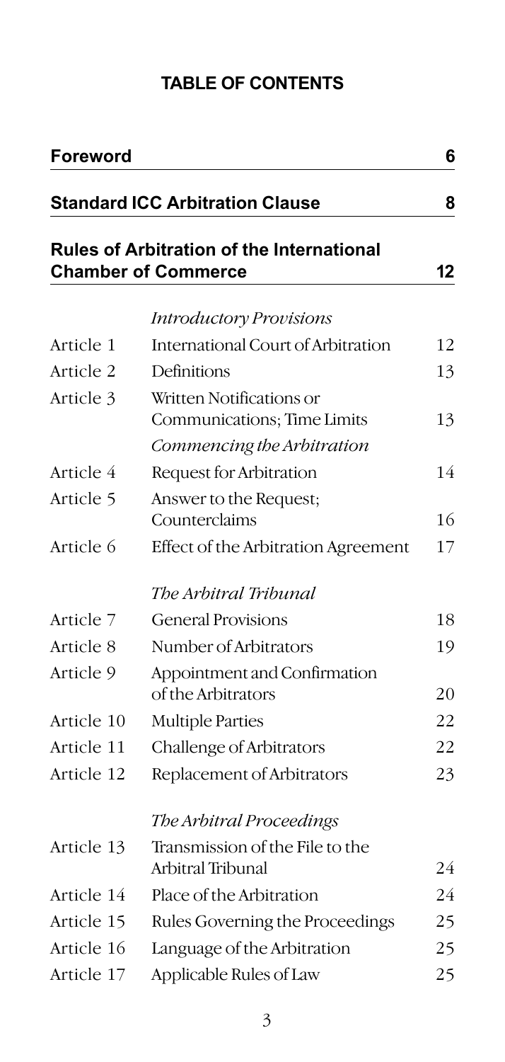## TABLE OF CONTENTS

| | | |
|---|---|---|
| **Foreword** | | **6** |
| **Standard ICC Arbitration Clause** | | **8** |
| **Rules of Arbitration of the International Chamber of Commerce** | | **12** |
| | *Introductory Provisions* | |
| Article 1 | International Court of Arbitration | 12 |
| Article 2 | Definitions | 13 |
| Article 3 | Written Notifications or Communications; Time Limits | 13 |
| | *Commencing the Arbitration* | |
| Article 4 | Request for Arbitration | 14 |
| Article 5 | Answer to the Request; Counterclaims | 16 |
| Article 6 | Effect of the Arbitration Agreement | 17 |
| | *The Arbitral Tribunal* | |
| Article 7 | General Provisions | 18 |
| Article 8 | Number of Arbitrators | 19 |
| Article 9 | Appointment and Confirmation of the Arbitrators | 20 |
| Article 10 | Multiple Parties | 22 |
| Article 11 | Challenge of Arbitrators | 22 |
| Article 12 | Replacement of Arbitrators | 23 |
| | *The Arbitral Proceedings* | |
| Article 13 | Transmission of the File to the Arbitral Tribunal | 24 |
| Article 14 | Place of the Arbitration | 24 |
| Article 15 | Rules Governing the Proceedings | 25 |
| Article 16 | Language of the Arbitration | 25 |
| Article 17 | Applicable Rules of Law | 25 |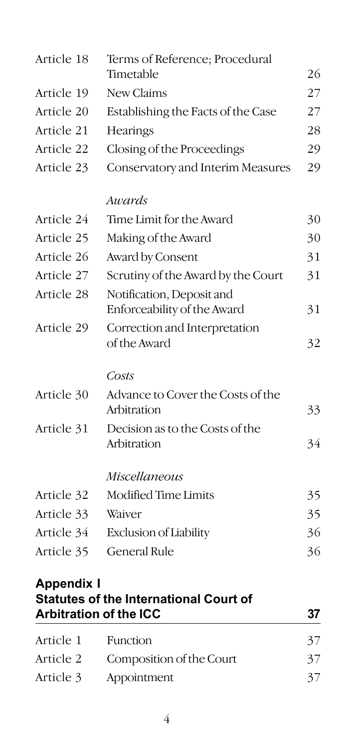| | | |
|---|---|---|
| Article 18 | Terms of Reference; Procedural Timetable | 26 |
| Article 19 | New Claims | 27 |
| Article 20 | Establishing the Facts of the Case | 27 |
| Article 21 | Hearings | 28 |
| Article 22 | Closing of the Proceedings | 29 |
| Article 23 | Conservatory and Interim Measures | 29 |
| | *Awards* | |
| Article 24 | Time Limit for the Award | 30 |
| Article 25 | Making of the Award | 30 |
| Article 26 | Award by Consent | 31 |
| Article 27 | Scrutiny of the Award by the Court | 31 |
| Article 28 | Notification, Deposit and Enforceability of the Award | 31 |
| Article 29 | Correction and Interpretation of the Award | 32 |
| | *Costs* | |
| Article 30 | Advance to Cover the Costs of the Arbitration | 33 |
| Article 31 | Decision as to the Costs of the Arbitration | 34 |
| | *Miscellaneous* | |
| Article 32 | Modified Time Limits | 35 |
| Article 33 | Waiver | 35 |
| Article 34 | Exclusion of Liability | 36 |
| Article 35 | General Rule | 36 |

**Appendix I**
**Statutes of the International Court of Arbitration of the ICC** 37

| | | |
|---|---|---|
| Article 1 | Function | 37 |
| Article 2 | Composition of the Court | 37 |
| Article 3 | Appointment | 37 |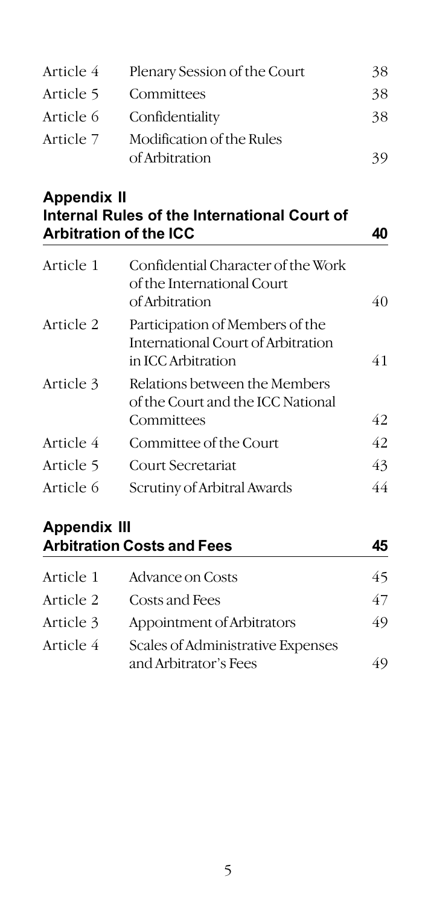| | | |
|---|---|---|
| Article 4 | Plenary Session of the Court | 38 |
| Article 5 | Committees | 38 |
| Article 6 | Confidentiality | 38 |
| Article 7 | Modification of the Rules of Arbitration | 39 |

## Appendix II
## Internal Rules of the International Court of Arbitration of the ICC — 40

| | | |
|---|---|---|
| Article 1 | Confidential Character of the Work of the International Court of Arbitration | 40 |
| Article 2 | Participation of Members of the International Court of Arbitration in ICC Arbitration | 41 |
| Article 3 | Relations between the Members of the Court and the ICC National Committees | 42 |
| Article 4 | Committee of the Court | 42 |
| Article 5 | Court Secretariat | 43 |
| Article 6 | Scrutiny of Arbitral Awards | 44 |

## Appendix III
## Arbitration Costs and Fees — 45

| | | |
|---|---|---|
| Article 1 | Advance on Costs | 45 |
| Article 2 | Costs and Fees | 47 |
| Article 3 | Appointment of Arbitrators | 49 |
| Article 4 | Scales of Administrative Expenses and Arbitrator's Fees | 49 |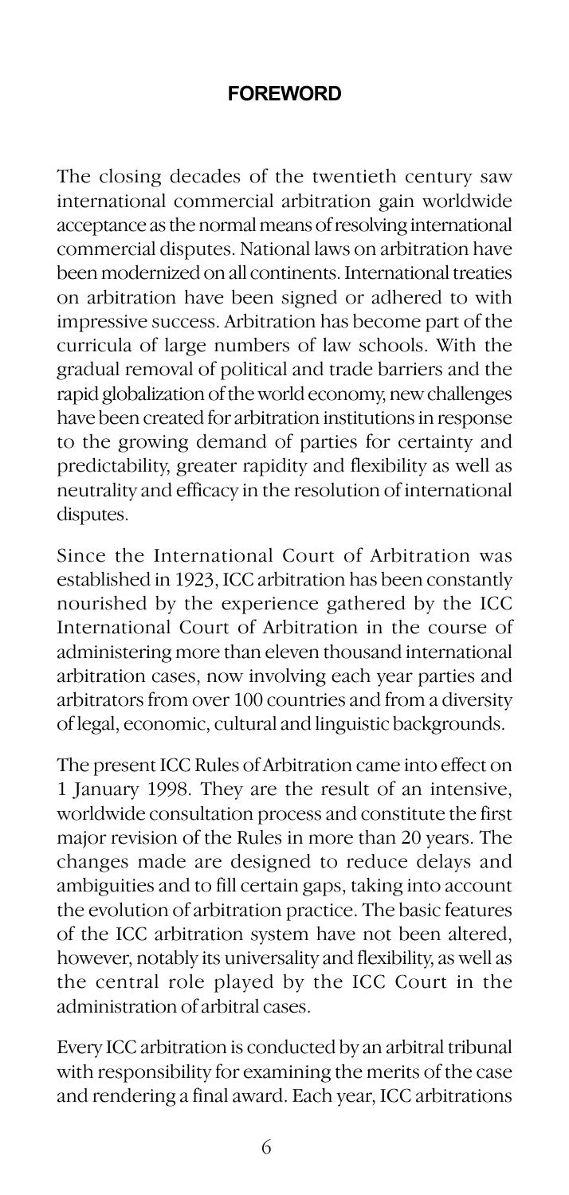## FOREWORD

The closing decades of the twentieth century saw international commercial arbitration gain worldwide acceptance as the normal means of resolving international commercial disputes. National laws on arbitration have been modernized on all continents. International treaties on arbitration have been signed or adhered to with impressive success. Arbitration has become part of the curricula of large numbers of law schools. With the gradual removal of political and trade barriers and the rapid globalization of the world economy, new challenges have been created for arbitration institutions in response to the growing demand of parties for certainty and predictability, greater rapidity and flexibility as well as neutrality and efficacy in the resolution of international disputes.

Since the International Court of Arbitration was established in 1923, ICC arbitration has been constantly nourished by the experience gathered by the ICC International Court of Arbitration in the course of administering more than eleven thousand international arbitration cases, now involving each year parties and arbitrators from over 100 countries and from a diversity of legal, economic, cultural and linguistic backgrounds.

The present ICC Rules of Arbitration came into effect on 1 January 1998. They are the result of an intensive, worldwide consultation process and constitute the first major revision of the Rules in more than 20 years. The changes made are designed to reduce delays and ambiguities and to fill certain gaps, taking into account the evolution of arbitration practice. The basic features of the ICC arbitration system have not been altered, however, notably its universality and flexibility, as well as the central role played by the ICC Court in the administration of arbitral cases.

Every ICC arbitration is conducted by an arbitral tribunal with responsibility for examining the merits of the case and rendering a final award. Each year, ICC arbitrations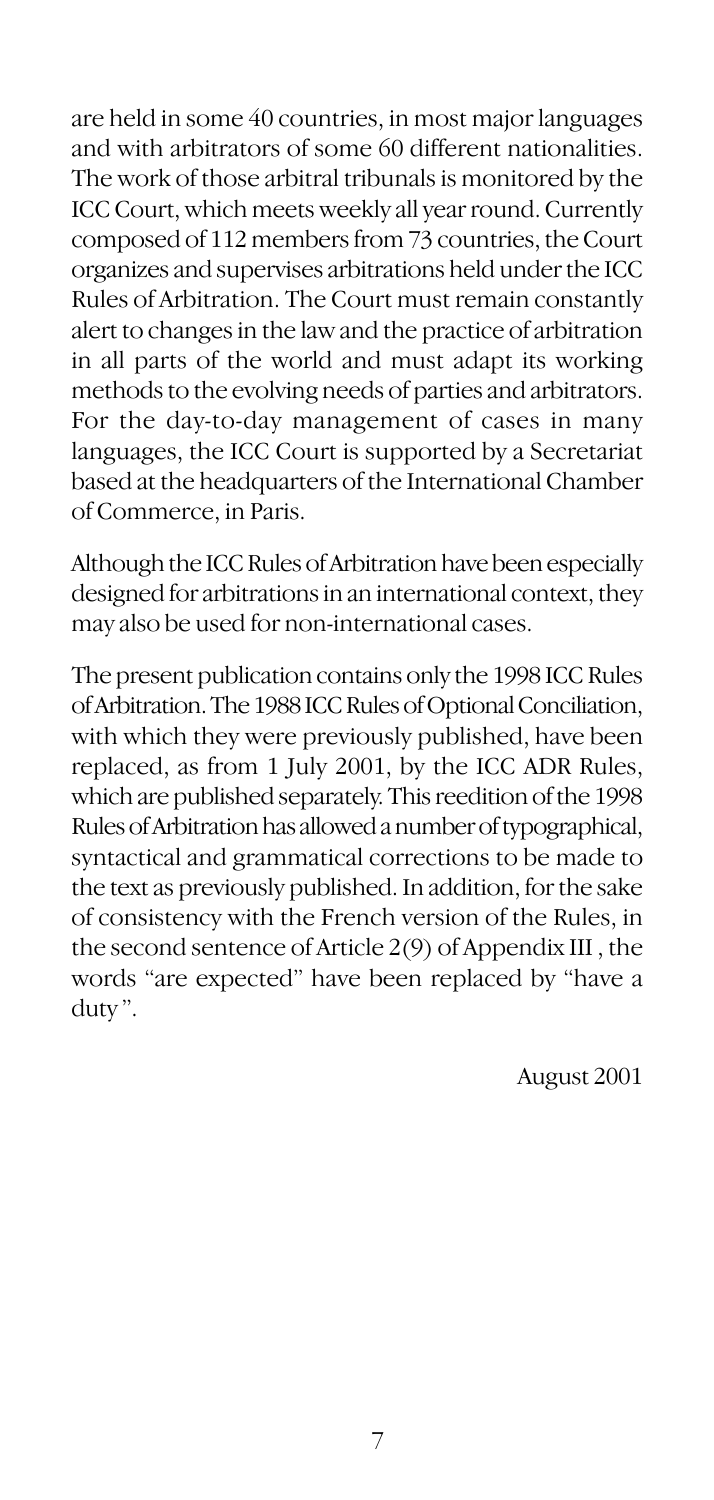are held in some 40 countries, in most major languages and with arbitrators of some 60 different nationalities. The work of those arbitral tribunals is monitored by the ICC Court, which meets weekly all year round. Currently composed of 112 members from 73 countries, the Court organizes and supervises arbitrations held under the ICC Rules of Arbitration. The Court must remain constantly alert to changes in the law and the practice of arbitration in all parts of the world and must adapt its working methods to the evolving needs of parties and arbitrators. For the day-to-day management of cases in many languages, the ICC Court is supported by a Secretariat based at the headquarters of the International Chamber of Commerce, in Paris.

Although the ICC Rules of Arbitration have been especially designed for arbitrations in an international context, they may also be used for non-international cases.

The present publication contains only the 1998 ICC Rules of Arbitration. The 1988 ICC Rules of Optional Conciliation, with which they were previously published, have been replaced, as from 1 July 2001, by the ICC ADR Rules, which are published separately. This reedition of the 1998 Rules of Arbitration has allowed a number of typographical, syntactical and grammatical corrections to be made to the text as previously published. In addition, for the sake of consistency with the French version of the Rules, in the second sentence of Article 2(9) of Appendix III , the words "are expected" have been replaced by "have a duty".

August 2001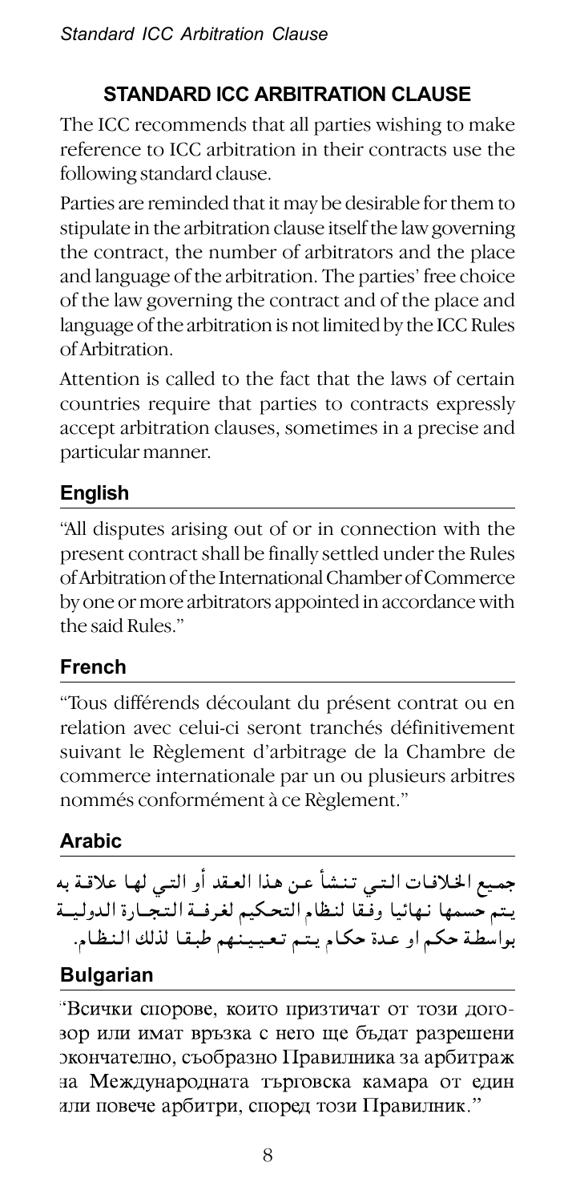## STANDARD ICC ARBITRATION CLAUSE

The ICC recommends that all parties wishing to make reference to ICC arbitration in their contracts use the following standard clause.

Parties are reminded that it may be desirable for them to stipulate in the arbitration clause itself the law governing the contract, the number of arbitrators and the place and language of the arbitration. The parties' free choice of the law governing the contract and of the place and language of the arbitration is not limited by the ICC Rules of Arbitration.

Attention is called to the fact that the laws of certain countries require that parties to contracts expressly accept arbitration clauses, sometimes in a precise and particular manner.

### English

"All disputes arising out of or in connection with the present contract shall be finally settled under the Rules of Arbitration of the International Chamber of Commerce by one or more arbitrators appointed in accordance with the said Rules."

### French

"Tous différends découlant du présent contrat ou en relation avec celui-ci seront tranchés définitivement suivant le Règlement d'arbitrage de la Chambre de commerce internationale par un ou plusieurs arbitres nommés conformément à ce Règlement."

### Arabic

جميع الخلافات التي تنشأ عن هذا العقد أو التي لها علاقة به يتم حسمها نهائيا وفقا لنظام التحكيم لغرفة التجارة الدولية بواسطة حكم او عدة حكام يتم تعيينهم طبقا لذلك النظام.

### Bulgarian

"Всички спорове, които пристичат от този договор или имат връзка с него ще бъдат разрешени окончателно, съобразно Правилника за арбитраж на Международната търговска камара от един или повече арбитри, според този Правилник."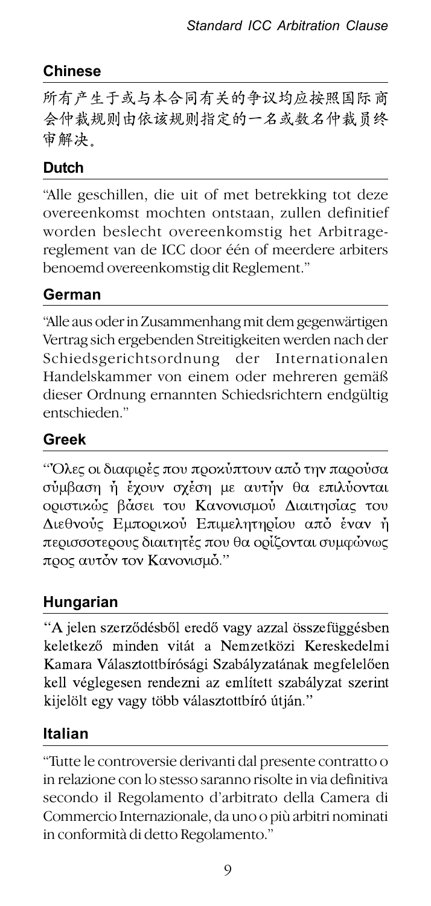## Chinese

所有产生于或与本合同有关的争议均应按照国际商会仲裁规则由依该规则指定的一名或数名仲裁员终审解决。

## Dutch

"Alle geschillen, die uit of met betrekking tot deze overeenkomst mochten ontstaan, zullen definitief worden beslecht overeenkomstig het Arbitragereglement van de ICC door één of meerdere arbiters benoemd overeenkomstig dit Reglement."

## German

"Alle aus oder in Zusammenhang mit dem gegenwärtigen Vertrag sich ergebenden Streitigkeiten werden nach der Schiedsgerichtsordnung der Internationalen Handelskammer von einem oder mehreren gemäß dieser Ordnung ernannten Schiedsrichtern endgültig entschieden."

## Greek

"Όλες οι διαφιρές που προκύπτουν από την παρούσα σύμβαση ή έχουν σχέση με αυτήν θα επιλύονται οριστικώς βάσει του Κανονισμού Διαιτησίας του Διεθνούς Εμπορικού Επιμελητηρίου από έναν ή περισσοτερους διαιτητές που θα ορίζονται συμφώνως προς αυτόν τον Κανονισμό."

## Hungarian

"A jelen szerződésből eredő vagy azzal összefüggésben keletkező minden vitát a Nemzetközi Kereskedelmi Kamara Választottbírósági Szabályzatának megfelelően kell véglegesen rendezni az említett szabályzat szerint kijelölt egy vagy több választottbíró útján."

## Italian

"Tutte le controversie derivanti dal presente contratto o in relazione con lo stesso saranno risolte in via definitiva secondo il Regolamento d'arbitrato della Camera di Commercio Internazionale, da uno o più arbitri nominati in conformità di detto Regolamento."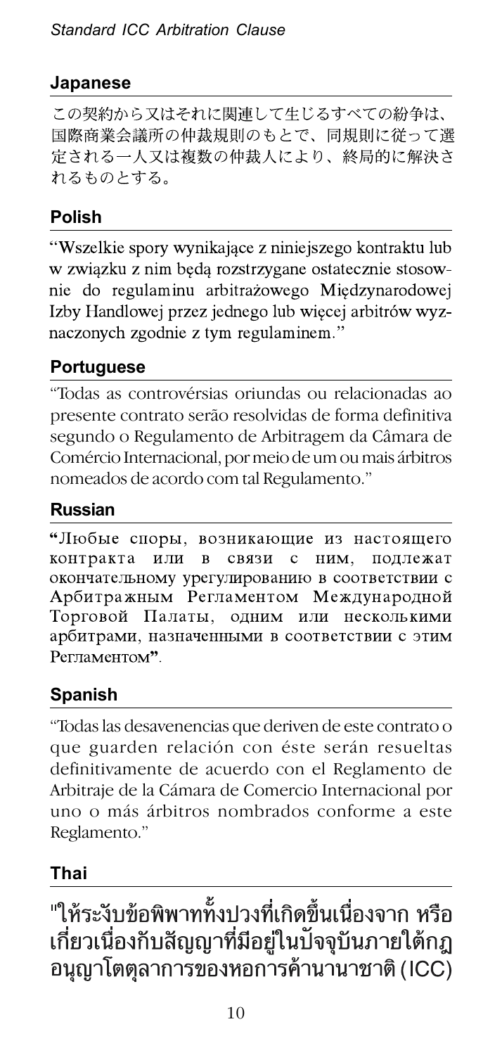## Japanese

この契約から又はそれに関連して生じるすべての紛争は、国際商業会議所の仲裁規則のもとで、同規則に従って選定される一人又は複数の仲裁人により、終局的に解決されるものとする。

## Polish

"Wszelkie spory wynikające z niniejszego kontraktu lub w związku z nim będą rozstrzygane ostatecznie stosownie do regulaminu arbitrażowego Międzynarodowej Izby Handlowej przez jednego lub więcej arbitrów wyznaczonych zgodnie z tym regulaminem."

## Portuguese

"Todas as controvérsias oriundas ou relacionadas ao presente contrato serão resolvidas de forma definitiva segundo o Regulamento de Arbitragem da Câmara de Comércio Internacional, por meio de um ou mais árbitros nomeados de acordo com tal Regulamento."

## Russian

"Любые споры, возникающие из настоящего контракта или в связи с ним, подлежат окончательному урегулированию в соответствии с Арбитражным Регламентом Международной Торговой Палаты, одним или несколькими арбитрами, назначенными в соответствии с этим Регламентом".

## Spanish

"Todas las desavenencias que deriven de este contrato o que guarden relación con éste serán resueltas definitivamente de acuerdo con el Reglamento de Arbitraje de la Cámara de Comercio Internacional por uno o más árbitros nombrados conforme a este Reglamento."

## Thai

"ให้ระงับข้อพิพาททั้งปวงที่เกิดขึ้นเนื่องจาก หรือเกี่ยวเนื่องกับสัญญาที่มีอยู่ในปัจจุบันภายใต้กฎอนุญาโตตุลาการของหอการค้านานาชาติ (ICC)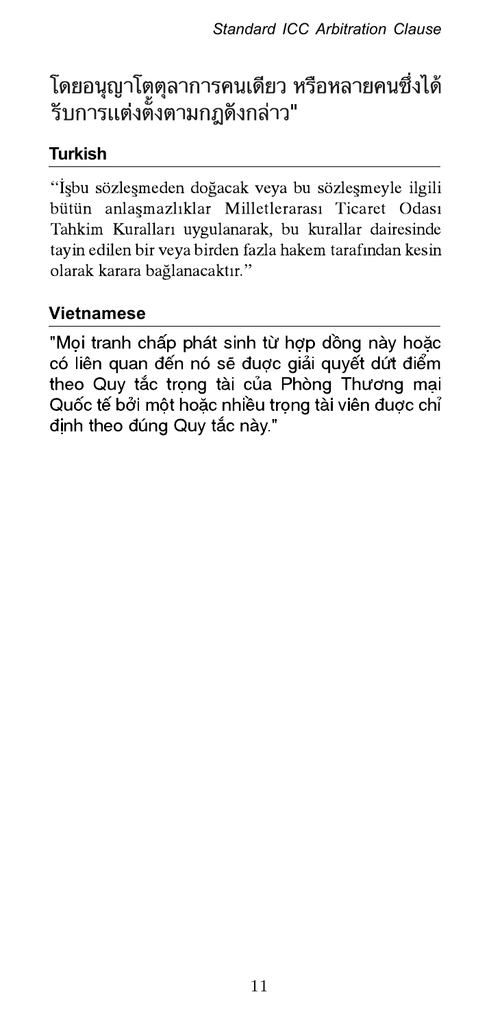โดยอนุญาโตตุลาการคนเดียว หรือหลายคนซึ่งได้รับการแต่งตั้งตามกฎดังกล่าว"

## Turkish

"İşbu sözleşmeden doğacak veya bu sözleşmeyle ilgili bütün anlaşmazlıklar Milletlerarası Ticaret Odası Tahkim Kuralları uygulanarak, bu kurallar dairesinde tayin edilen bir veya birden fazla hakem tarafından kesin olarak karara bağlanacaktır."

## Vietnamese

"Mọi tranh chấp phát sinh từ hợp đồng này hoặc có liên quan đến nó sẽ được giải quyết dứt điểm theo Quy tắc trọng tài của Phòng Thương mại Quốc tế bởi một hoặc nhiều trọng tài viên được chỉ định theo đúng Quy tắc này."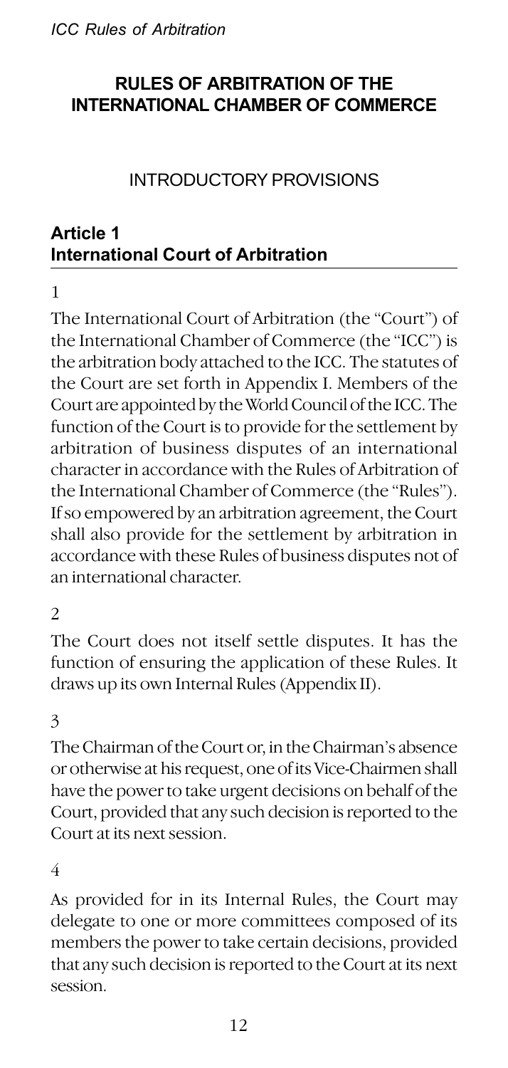# RULES OF ARBITRATION OF THE INTERNATIONAL CHAMBER OF COMMERCE

## INTRODUCTORY PROVISIONS

### Article 1
### International Court of Arbitration

1

The International Court of Arbitration (the "Court") of the International Chamber of Commerce (the "ICC") is the arbitration body attached to the ICC. The statutes of the Court are set forth in Appendix I. Members of the Court are appointed by the World Council of the ICC. The function of the Court is to provide for the settlement by arbitration of business disputes of an international character in accordance with the Rules of Arbitration of the International Chamber of Commerce (the "Rules"). If so empowered by an arbitration agreement, the Court shall also provide for the settlement by arbitration in accordance with these Rules of business disputes not of an international character.

2

The Court does not itself settle disputes. It has the function of ensuring the application of these Rules. It draws up its own Internal Rules (Appendix II).

3

The Chairman of the Court or, in the Chairman's absence or otherwise at his request, one of its Vice-Chairmen shall have the power to take urgent decisions on behalf of the Court, provided that any such decision is reported to the Court at its next session.

4

As provided for in its Internal Rules, the Court may delegate to one or more committees composed of its members the power to take certain decisions, provided that any such decision is reported to the Court at its next session.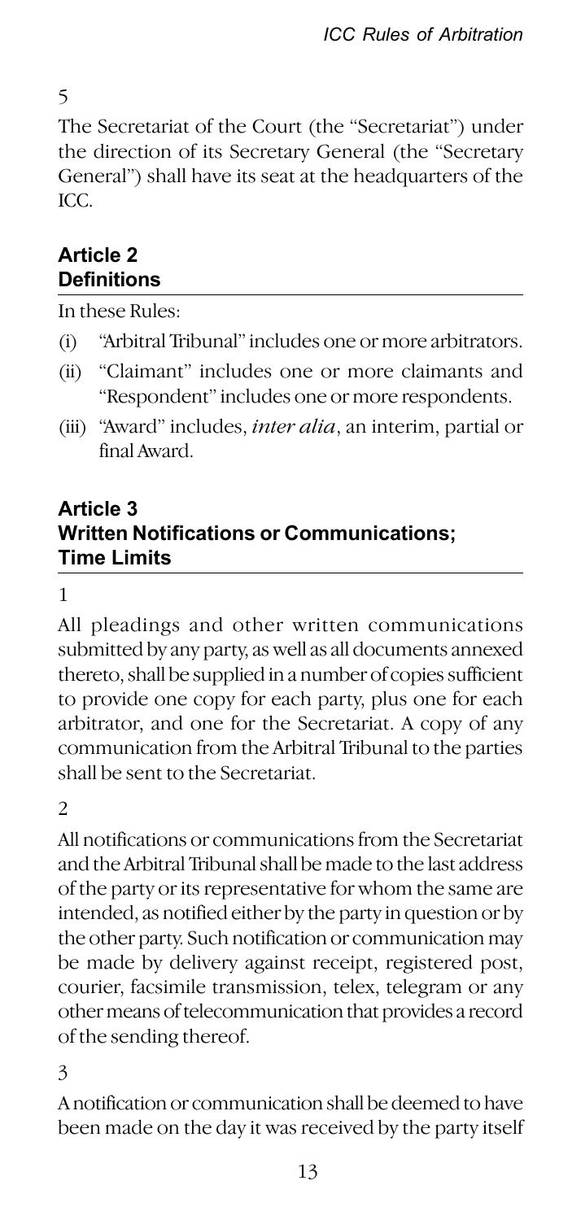5

The Secretariat of the Court (the "Secretariat") under the direction of its Secretary General (the "Secretary General") shall have its seat at the headquarters of the ICC.

## Article 2
## Definitions

In these Rules:

(i) "Arbitral Tribunal" includes one or more arbitrators.

(ii) "Claimant" includes one or more claimants and "Respondent" includes one or more respondents.

(iii) "Award" includes, *inter alia*, an interim, partial or final Award.

## Article 3
## Written Notifications or Communications; Time Limits

1

All pleadings and other written communications submitted by any party, as well as all documents annexed thereto, shall be supplied in a number of copies sufficient to provide one copy for each party, plus one for each arbitrator, and one for the Secretariat. A copy of any communication from the Arbitral Tribunal to the parties shall be sent to the Secretariat.

2

All notifications or communications from the Secretariat and the Arbitral Tribunal shall be made to the last address of the party or its representative for whom the same are intended, as notified either by the party in question or by the other party. Such notification or communication may be made by delivery against receipt, registered post, courier, facsimile transmission, telex, telegram or any other means of telecommunication that provides a record of the sending thereof.

3

A notification or communication shall be deemed to have been made on the day it was received by the party itself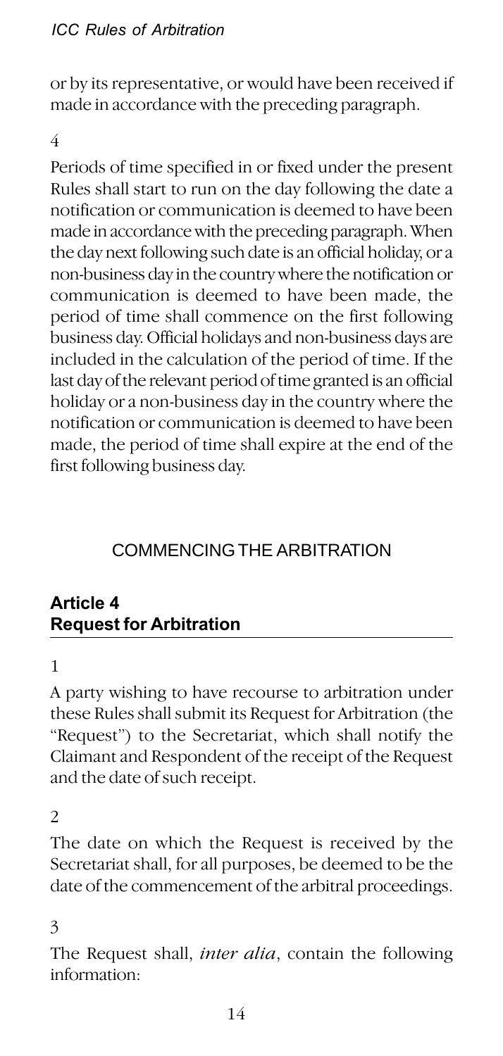or by its representative, or would have been received if made in accordance with the preceding paragraph.

4

Periods of time specified in or fixed under the present Rules shall start to run on the day following the date a notification or communication is deemed to have been made in accordance with the preceding paragraph. When the day next following such date is an official holiday, or a non-business day in the country where the notification or communication is deemed to have been made, the period of time shall commence on the first following business day. Official holidays and non-business days are included in the calculation of the period of time. If the last day of the relevant period of time granted is an official holiday or a non-business day in the country where the notification or communication is deemed to have been made, the period of time shall expire at the end of the first following business day.

## COMMENCING THE ARBITRATION

### Article 4
### Request for Arbitration

1

A party wishing to have recourse to arbitration under these Rules shall submit its Request for Arbitration (the "Request") to the Secretariat, which shall notify the Claimant and Respondent of the receipt of the Request and the date of such receipt.

2

The date on which the Request is received by the Secretariat shall, for all purposes, be deemed to be the date of the commencement of the arbitral proceedings.

3

The Request shall, *inter alia*, contain the following information: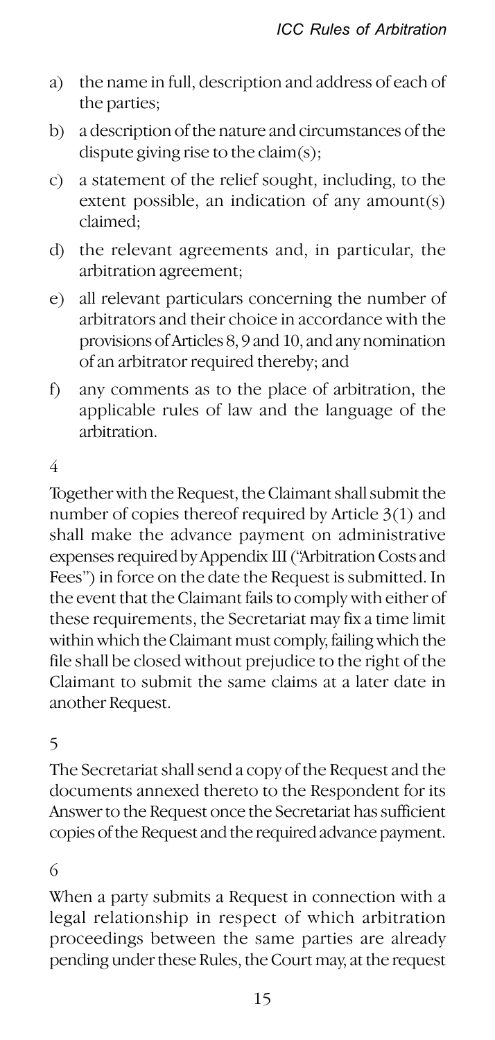a) the name in full, description and address of each of the parties;
b) a description of the nature and circumstances of the dispute giving rise to the claim(s);
c) a statement of the relief sought, including, to the extent possible, an indication of any amount(s) claimed;
d) the relevant agreements and, in particular, the arbitration agreement;
e) all relevant particulars concerning the number of arbitrators and their choice in accordance with the provisions of Articles 8, 9 and 10, and any nomination of an arbitrator required thereby; and
f) any comments as to the place of arbitration, the applicable rules of law and the language of the arbitration.

4

Together with the Request, the Claimant shall submit the number of copies thereof required by Article 3(1) and shall make the advance payment on administrative expenses required by Appendix III ("Arbitration Costs and Fees") in force on the date the Request is submitted. In the event that the Claimant fails to comply with either of these requirements, the Secretariat may fix a time limit within which the Claimant must comply, failing which the file shall be closed without prejudice to the right of the Claimant to submit the same claims at a later date in another Request.

5

The Secretariat shall send a copy of the Request and the documents annexed thereto to the Respondent for its Answer to the Request once the Secretariat has sufficient copies of the Request and the required advance payment.

6

When a party submits a Request in connection with a legal relationship in respect of which arbitration proceedings between the same parties are already pending under these Rules, the Court may, at the request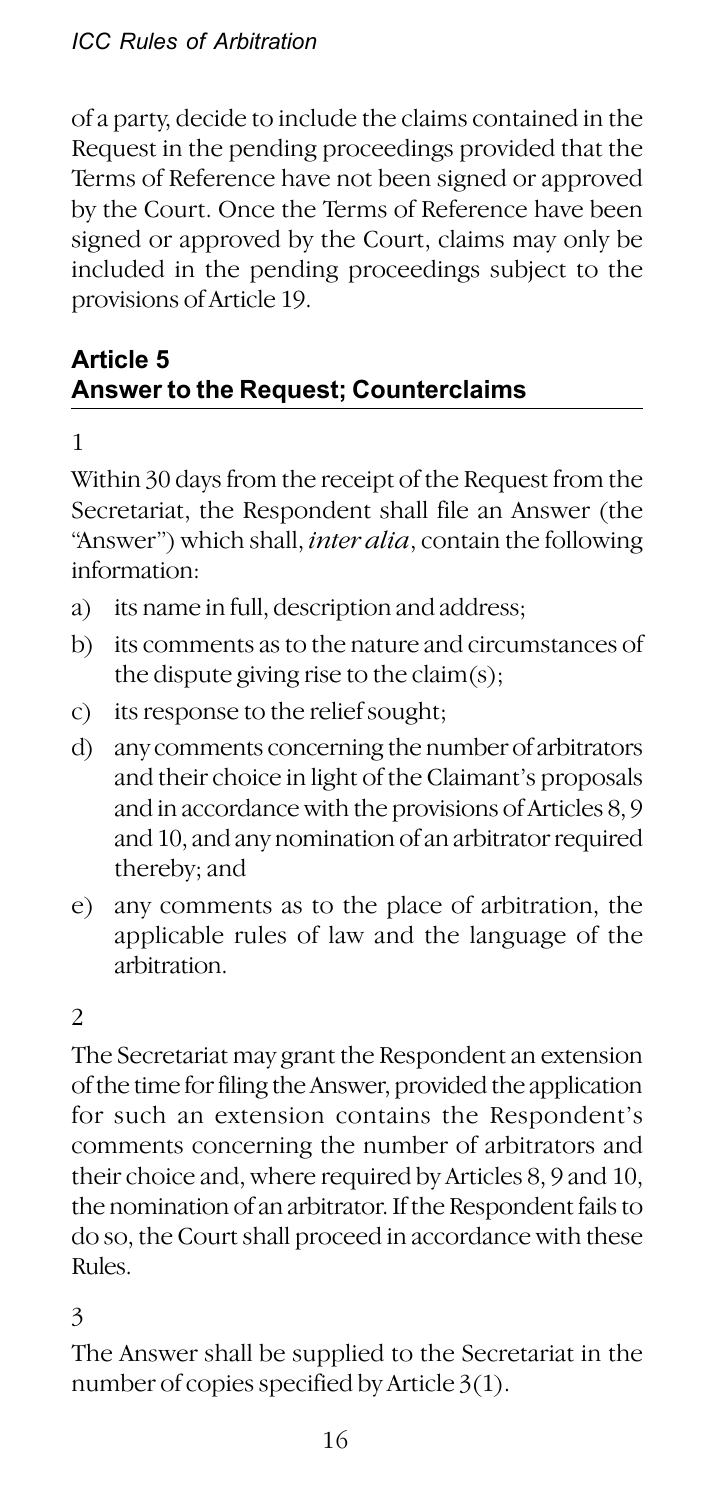of a party, decide to include the claims contained in the Request in the pending proceedings provided that the Terms of Reference have not been signed or approved by the Court. Once the Terms of Reference have been signed or approved by the Court, claims may only be included in the pending proceedings subject to the provisions of Article 19.

## Article 5
## Answer to the Request; Counterclaims

1

Within 30 days from the receipt of the Request from the Secretariat, the Respondent shall file an Answer (the "Answer") which shall, *inter alia*, contain the following information:

a) its name in full, description and address;
b) its comments as to the nature and circumstances of the dispute giving rise to the claim(s);
c) its response to the relief sought;
d) any comments concerning the number of arbitrators and their choice in light of the Claimant's proposals and in accordance with the provisions of Articles 8, 9 and 10, and any nomination of an arbitrator required thereby; and
e) any comments as to the place of arbitration, the applicable rules of law and the language of the arbitration.

2

The Secretariat may grant the Respondent an extension of the time for filing the Answer, provided the application for such an extension contains the Respondent's comments concerning the number of arbitrators and their choice and, where required by Articles 8, 9 and 10, the nomination of an arbitrator. If the Respondent fails to do so, the Court shall proceed in accordance with these Rules.

3

The Answer shall be supplied to the Secretariat in the number of copies specified by Article 3(1).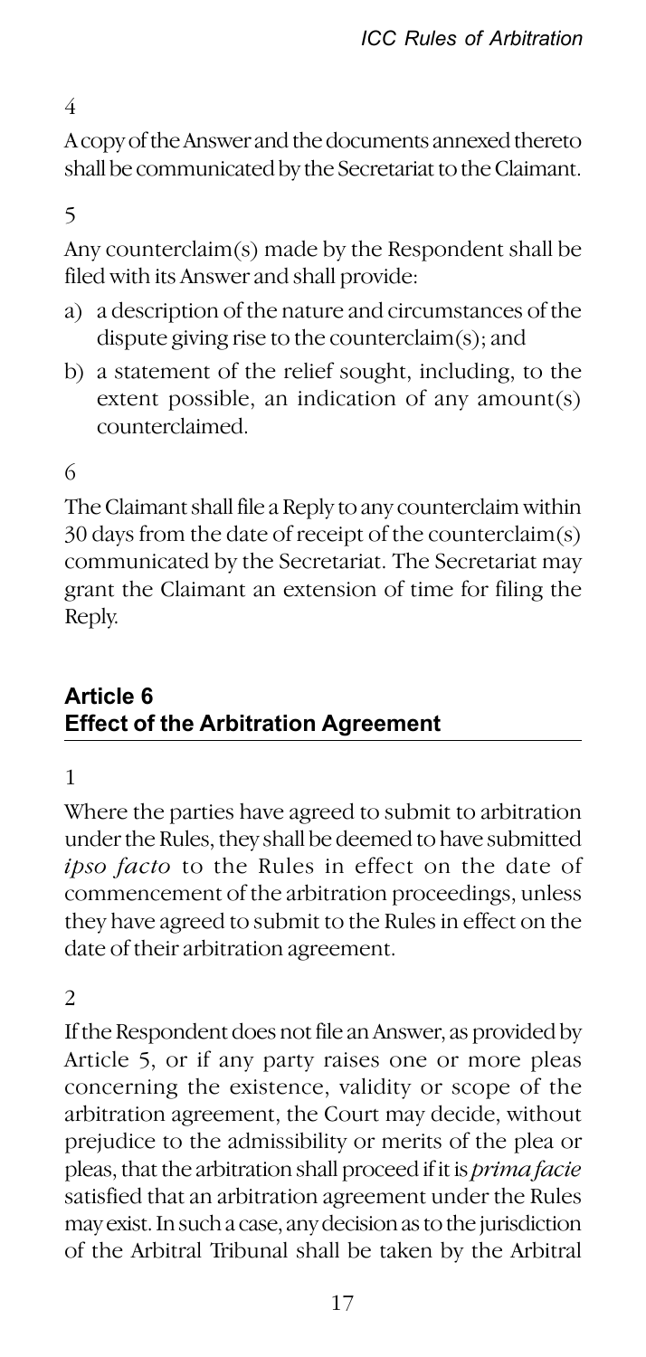4

A copy of the Answer and the documents annexed thereto shall be communicated by the Secretariat to the Claimant.

5

Any counterclaim(s) made by the Respondent shall be filed with its Answer and shall provide:

a) a description of the nature and circumstances of the dispute giving rise to the counterclaim(s); and

b) a statement of the relief sought, including, to the extent possible, an indication of any amount(s) counterclaimed.

6

The Claimant shall file a Reply to any counterclaim within 30 days from the date of receipt of the counterclaim(s) communicated by the Secretariat. The Secretariat may grant the Claimant an extension of time for filing the Reply.

## Article 6
## Effect of the Arbitration Agreement

1

Where the parties have agreed to submit to arbitration under the Rules, they shall be deemed to have submitted *ipso facto* to the Rules in effect on the date of commencement of the arbitration proceedings, unless they have agreed to submit to the Rules in effect on the date of their arbitration agreement.

2

If the Respondent does not file an Answer, as provided by Article 5, or if any party raises one or more pleas concerning the existence, validity or scope of the arbitration agreement, the Court may decide, without prejudice to the admissibility or merits of the plea or pleas, that the arbitration shall proceed if it is *prima facie* satisfied that an arbitration agreement under the Rules may exist. In such a case, any decision as to the jurisdiction of the Arbitral Tribunal shall be taken by the Arbitral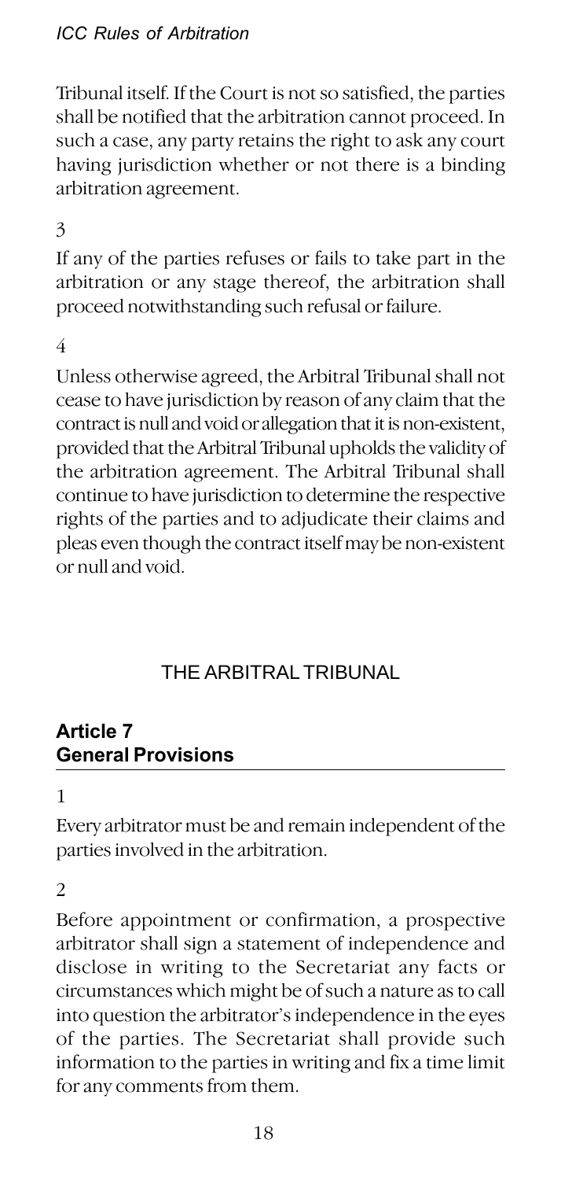Tribunal itself. If the Court is not so satisfied, the parties shall be notified that the arbitration cannot proceed. In such a case, any party retains the right to ask any court having jurisdiction whether or not there is a binding arbitration agreement.

3

If any of the parties refuses or fails to take part in the arbitration or any stage thereof, the arbitration shall proceed notwithstanding such refusal or failure.

4

Unless otherwise agreed, the Arbitral Tribunal shall not cease to have jurisdiction by reason of any claim that the contract is null and void or allegation that it is non-existent, provided that the Arbitral Tribunal upholds the validity of the arbitration agreement. The Arbitral Tribunal shall continue to have jurisdiction to determine the respective rights of the parties and to adjudicate their claims and pleas even though the contract itself may be non-existent or null and void.

## THE ARBITRAL TRIBUNAL

### Article 7
### General Provisions

1

Every arbitrator must be and remain independent of the parties involved in the arbitration.

2

Before appointment or confirmation, a prospective arbitrator shall sign a statement of independence and disclose in writing to the Secretariat any facts or circumstances which might be of such a nature as to call into question the arbitrator's independence in the eyes of the parties. The Secretariat shall provide such information to the parties in writing and fix a time limit for any comments from them.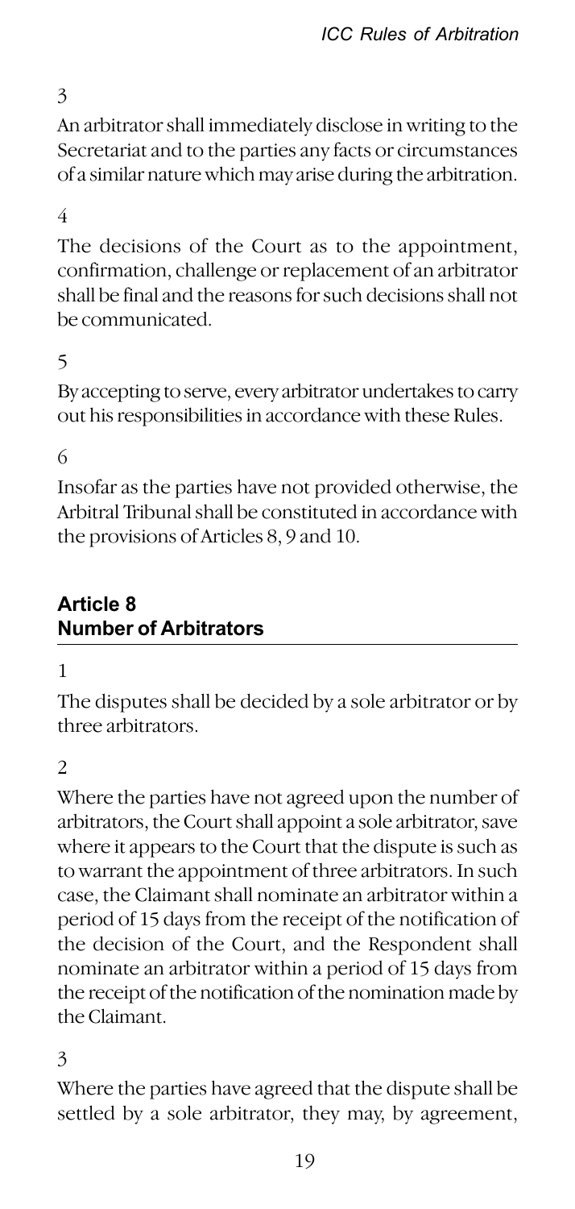3

An arbitrator shall immediately disclose in writing to the Secretariat and to the parties any facts or circumstances of a similar nature which may arise during the arbitration.

4

The decisions of the Court as to the appointment, confirmation, challenge or replacement of an arbitrator shall be final and the reasons for such decisions shall not be communicated.

5

By accepting to serve, every arbitrator undertakes to carry out his responsibilities in accordance with these Rules.

6

Insofar as the parties have not provided otherwise, the Arbitral Tribunal shall be constituted in accordance with the provisions of Articles 8, 9 and 10.

## Article 8
## Number of Arbitrators

1

The disputes shall be decided by a sole arbitrator or by three arbitrators.

2

Where the parties have not agreed upon the number of arbitrators, the Court shall appoint a sole arbitrator, save where it appears to the Court that the dispute is such as to warrant the appointment of three arbitrators. In such case, the Claimant shall nominate an arbitrator within a period of 15 days from the receipt of the notification of the decision of the Court, and the Respondent shall nominate an arbitrator within a period of 15 days from the receipt of the notification of the nomination made by the Claimant.

3

Where the parties have agreed that the dispute shall be settled by a sole arbitrator, they may, by agreement,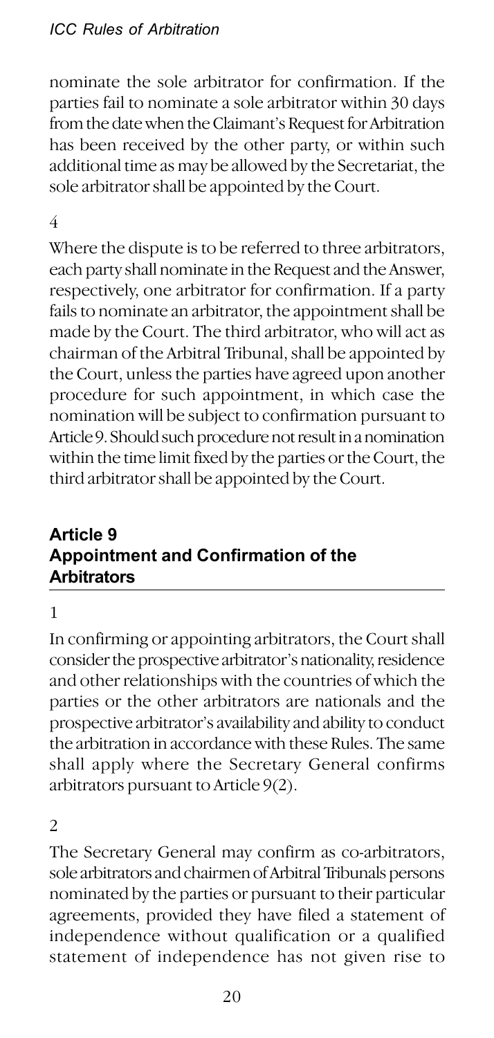nominate the sole arbitrator for confirmation. If the parties fail to nominate a sole arbitrator within 30 days from the date when the Claimant's Request for Arbitration has been received by the other party, or within such additional time as may be allowed by the Secretariat, the sole arbitrator shall be appointed by the Court.

4

Where the dispute is to be referred to three arbitrators, each party shall nominate in the Request and the Answer, respectively, one arbitrator for confirmation. If a party fails to nominate an arbitrator, the appointment shall be made by the Court. The third arbitrator, who will act as chairman of the Arbitral Tribunal, shall be appointed by the Court, unless the parties have agreed upon another procedure for such appointment, in which case the nomination will be subject to confirmation pursuant to Article 9. Should such procedure not result in a nomination within the time limit fixed by the parties or the Court, the third arbitrator shall be appointed by the Court.

## Article 9
## Appointment and Confirmation of the Arbitrators

1

In confirming or appointing arbitrators, the Court shall consider the prospective arbitrator's nationality, residence and other relationships with the countries of which the parties or the other arbitrators are nationals and the prospective arbitrator's availability and ability to conduct the arbitration in accordance with these Rules. The same shall apply where the Secretary General confirms arbitrators pursuant to Article 9(2).

2

The Secretary General may confirm as co-arbitrators, sole arbitrators and chairmen of Arbitral Tribunals persons nominated by the parties or pursuant to their particular agreements, provided they have filed a statement of independence without qualification or a qualified statement of independence has not given rise to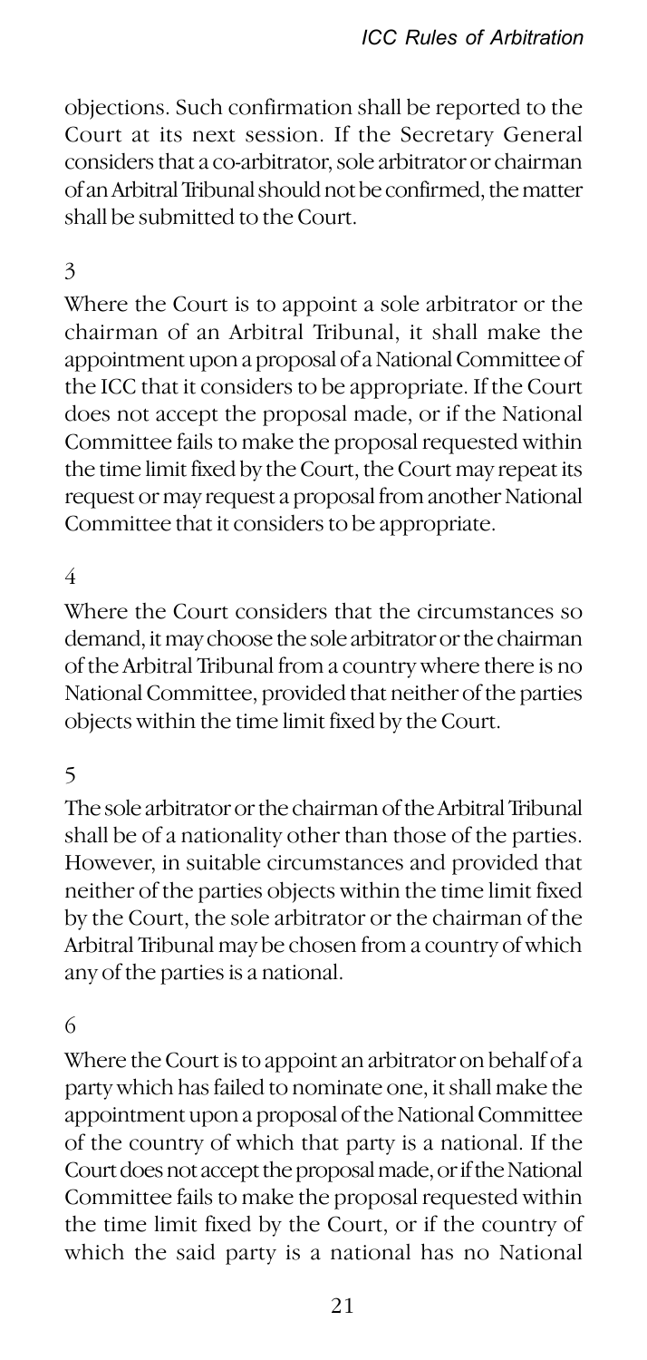objections. Such confirmation shall be reported to the Court at its next session. If the Secretary General considers that a co-arbitrator, sole arbitrator or chairman of an Arbitral Tribunal should not be confirmed, the matter shall be submitted to the Court.

3

Where the Court is to appoint a sole arbitrator or the chairman of an Arbitral Tribunal, it shall make the appointment upon a proposal of a National Committee of the ICC that it considers to be appropriate. If the Court does not accept the proposal made, or if the National Committee fails to make the proposal requested within the time limit fixed by the Court, the Court may repeat its request or may request a proposal from another National Committee that it considers to be appropriate.

4

Where the Court considers that the circumstances so demand, it may choose the sole arbitrator or the chairman of the Arbitral Tribunal from a country where there is no National Committee, provided that neither of the parties objects within the time limit fixed by the Court.

5

The sole arbitrator or the chairman of the Arbitral Tribunal shall be of a nationality other than those of the parties. However, in suitable circumstances and provided that neither of the parties objects within the time limit fixed by the Court, the sole arbitrator or the chairman of the Arbitral Tribunal may be chosen from a country of which any of the parties is a national.

6

Where the Court is to appoint an arbitrator on behalf of a party which has failed to nominate one, it shall make the appointment upon a proposal of the National Committee of the country of which that party is a national. If the Court does not accept the proposal made, or if the National Committee fails to make the proposal requested within the time limit fixed by the Court, or if the country of which the said party is a national has no National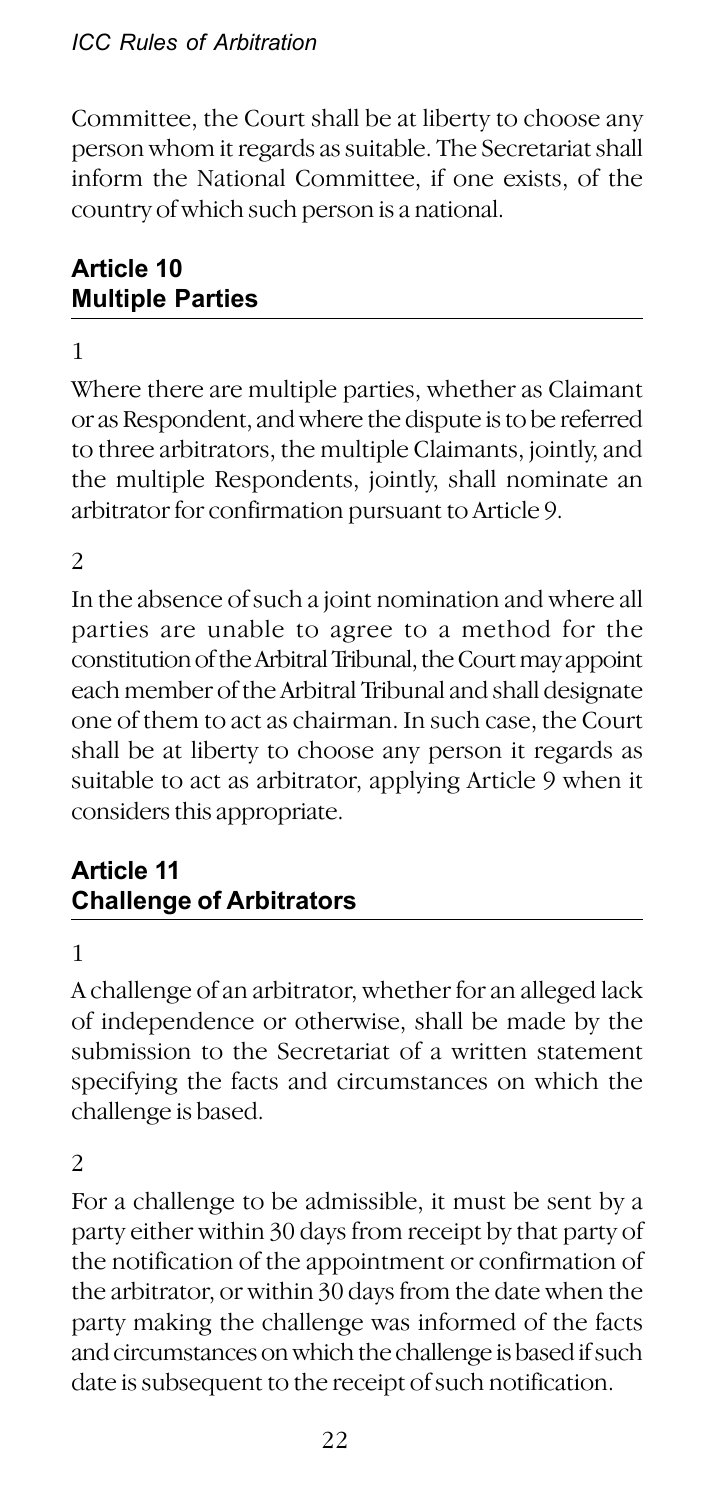Committee, the Court shall be at liberty to choose any person whom it regards as suitable. The Secretariat shall inform the National Committee, if one exists, of the country of which such person is a national.

## Article 10
## Multiple Parties

1

Where there are multiple parties, whether as Claimant or as Respondent, and where the dispute is to be referred to three arbitrators, the multiple Claimants, jointly, and the multiple Respondents, jointly, shall nominate an arbitrator for confirmation pursuant to Article 9.

2

In the absence of such a joint nomination and where all parties are unable to agree to a method for the constitution of the Arbitral Tribunal, the Court may appoint each member of the Arbitral Tribunal and shall designate one of them to act as chairman. In such case, the Court shall be at liberty to choose any person it regards as suitable to act as arbitrator, applying Article 9 when it considers this appropriate.

## Article 11
## Challenge of Arbitrators

1

A challenge of an arbitrator, whether for an alleged lack of independence or otherwise, shall be made by the submission to the Secretariat of a written statement specifying the facts and circumstances on which the challenge is based.

2

For a challenge to be admissible, it must be sent by a party either within 30 days from receipt by that party of the notification of the appointment or confirmation of the arbitrator, or within 30 days from the date when the party making the challenge was informed of the facts and circumstances on which the challenge is based if such date is subsequent to the receipt of such notification.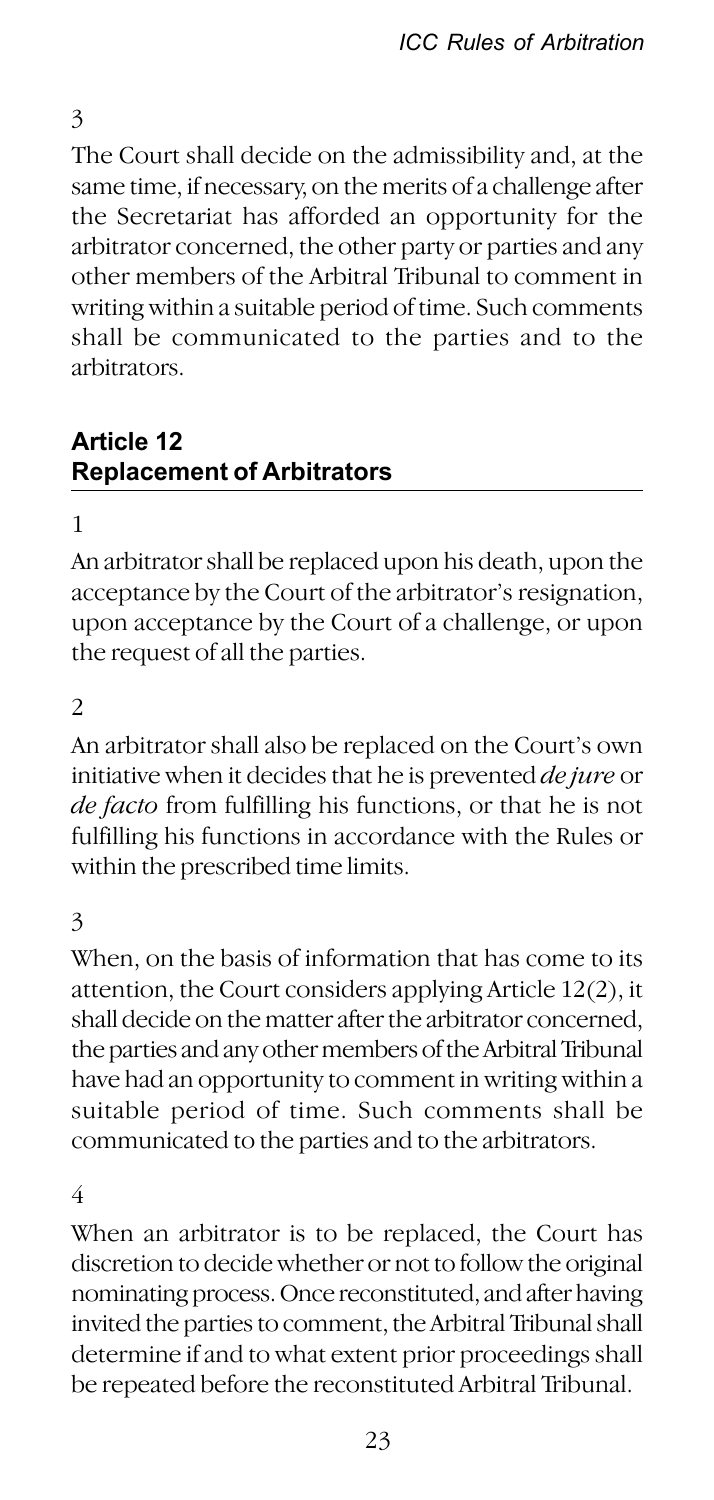3

The Court shall decide on the admissibility and, at the same time, if necessary, on the merits of a challenge after the Secretariat has afforded an opportunity for the arbitrator concerned, the other party or parties and any other members of the Arbitral Tribunal to comment in writing within a suitable period of time. Such comments shall be communicated to the parties and to the arbitrators.

## Article 12
## Replacement of Arbitrators

1

An arbitrator shall be replaced upon his death, upon the acceptance by the Court of the arbitrator's resignation, upon acceptance by the Court of a challenge, or upon the request of all the parties.

2

An arbitrator shall also be replaced on the Court's own initiative when it decides that he is prevented *de jure* or *de facto* from fulfilling his functions, or that he is not fulfilling his functions in accordance with the Rules or within the prescribed time limits.

3

When, on the basis of information that has come to its attention, the Court considers applying Article 12(2), it shall decide on the matter after the arbitrator concerned, the parties and any other members of the Arbitral Tribunal have had an opportunity to comment in writing within a suitable period of time. Such comments shall be communicated to the parties and to the arbitrators.

4

When an arbitrator is to be replaced, the Court has discretion to decide whether or not to follow the original nominating process. Once reconstituted, and after having invited the parties to comment, the Arbitral Tribunal shall determine if and to what extent prior proceedings shall be repeated before the reconstituted Arbitral Tribunal.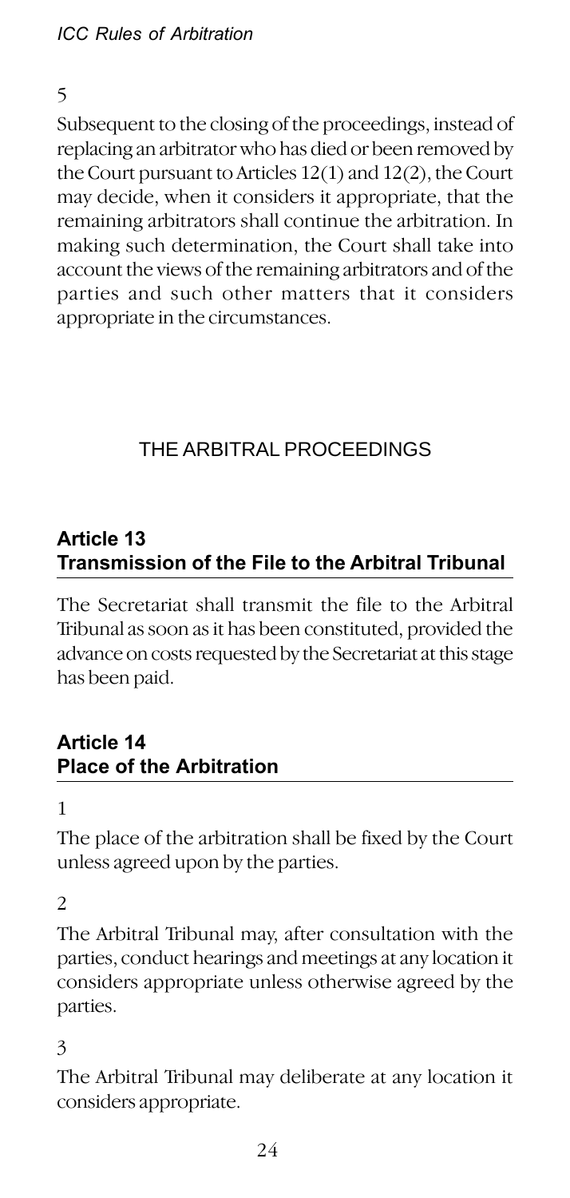5

Subsequent to the closing of the proceedings, instead of replacing an arbitrator who has died or been removed by the Court pursuant to Articles 12(1) and 12(2), the Court may decide, when it considers it appropriate, that the remaining arbitrators shall continue the arbitration. In making such determination, the Court shall take into account the views of the remaining arbitrators and of the parties and such other matters that it considers appropriate in the circumstances.

## THE ARBITRAL PROCEEDINGS

### Article 13
### Transmission of the File to the Arbitral Tribunal

The Secretariat shall transmit the file to the Arbitral Tribunal as soon as it has been constituted, provided the advance on costs requested by the Secretariat at this stage has been paid.

### Article 14
### Place of the Arbitration

1

The place of the arbitration shall be fixed by the Court unless agreed upon by the parties.

2

The Arbitral Tribunal may, after consultation with the parties, conduct hearings and meetings at any location it considers appropriate unless otherwise agreed by the parties.

3

The Arbitral Tribunal may deliberate at any location it considers appropriate.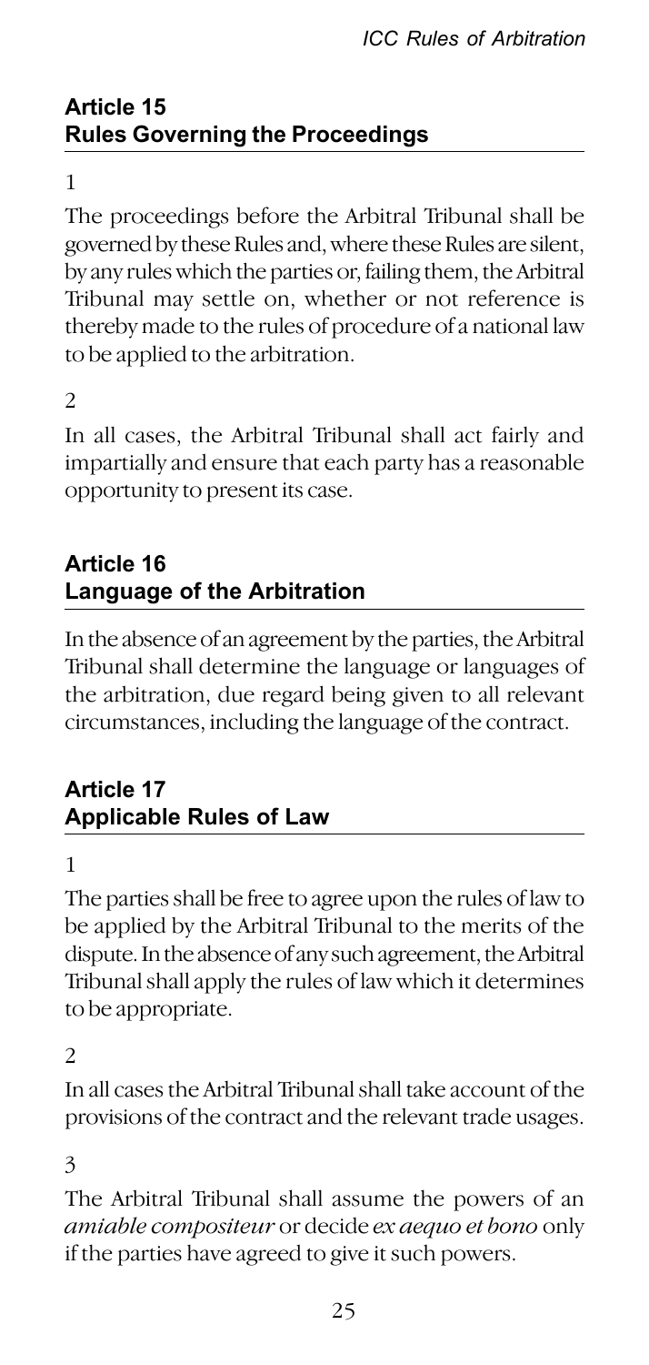## Article 15
## Rules Governing the Proceedings

1

The proceedings before the Arbitral Tribunal shall be governed by these Rules and, where these Rules are silent, by any rules which the parties or, failing them, the Arbitral Tribunal may settle on, whether or not reference is thereby made to the rules of procedure of a national law to be applied to the arbitration.

2

In all cases, the Arbitral Tribunal shall act fairly and impartially and ensure that each party has a reasonable opportunity to present its case.

## Article 16
## Language of the Arbitration

In the absence of an agreement by the parties, the Arbitral Tribunal shall determine the language or languages of the arbitration, due regard being given to all relevant circumstances, including the language of the contract.

## Article 17
## Applicable Rules of Law

1

The parties shall be free to agree upon the rules of law to be applied by the Arbitral Tribunal to the merits of the dispute. In the absence of any such agreement, the Arbitral Tribunal shall apply the rules of law which it determines to be appropriate.

2

In all cases the Arbitral Tribunal shall take account of the provisions of the contract and the relevant trade usages.

3

The Arbitral Tribunal shall assume the powers of an *amiable compositeur* or decide *ex aequo et bono* only if the parties have agreed to give it such powers.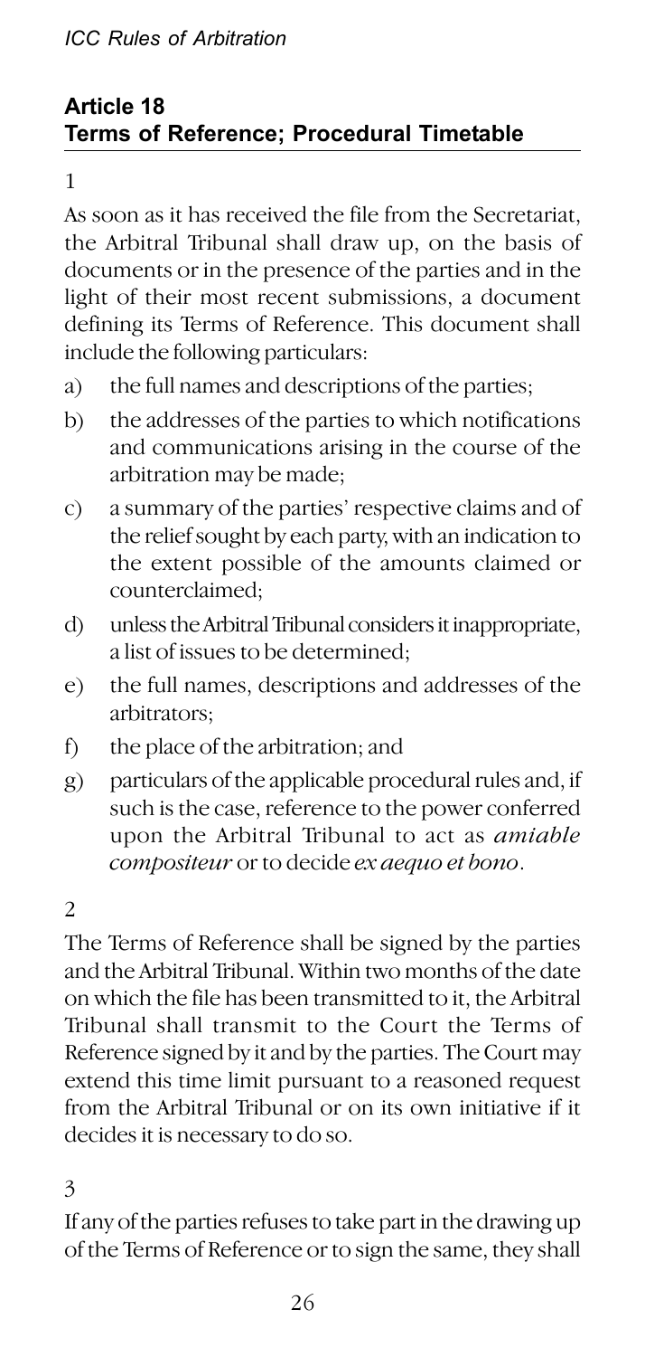## Article 18
## Terms of Reference; Procedural Timetable

1

As soon as it has received the file from the Secretariat, the Arbitral Tribunal shall draw up, on the basis of documents or in the presence of the parties and in the light of their most recent submissions, a document defining its Terms of Reference. This document shall include the following particulars:

a) the full names and descriptions of the parties;
b) the addresses of the parties to which notifications and communications arising in the course of the arbitration may be made;
c) a summary of the parties' respective claims and of the relief sought by each party, with an indication to the extent possible of the amounts claimed or counterclaimed;
d) unless the Arbitral Tribunal considers it inappropriate, a list of issues to be determined;
e) the full names, descriptions and addresses of the arbitrators;
f) the place of the arbitration; and
g) particulars of the applicable procedural rules and, if such is the case, reference to the power conferred upon the Arbitral Tribunal to act as *amiable compositeur* or to decide *ex aequo et bono*.

2

The Terms of Reference shall be signed by the parties and the Arbitral Tribunal. Within two months of the date on which the file has been transmitted to it, the Arbitral Tribunal shall transmit to the Court the Terms of Reference signed by it and by the parties. The Court may extend this time limit pursuant to a reasoned request from the Arbitral Tribunal or on its own initiative if it decides it is necessary to do so.

3

If any of the parties refuses to take part in the drawing up of the Terms of Reference or to sign the same, they shall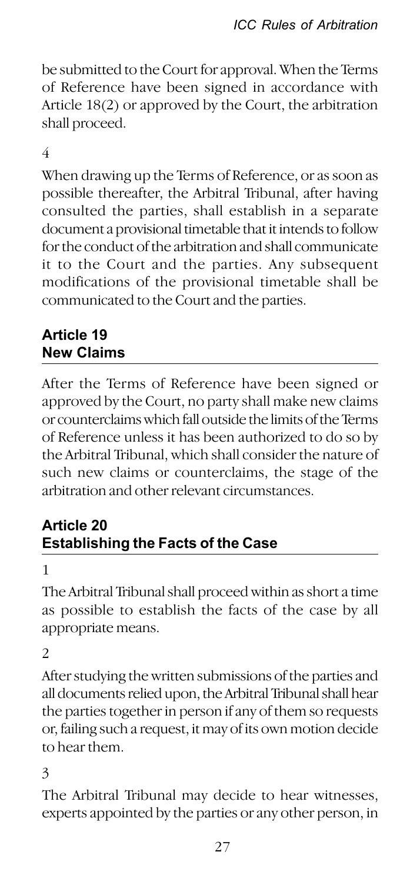be submitted to the Court for approval. When the Terms of Reference have been signed in accordance with Article 18(2) or approved by the Court, the arbitration shall proceed.

4

When drawing up the Terms of Reference, or as soon as possible thereafter, the Arbitral Tribunal, after having consulted the parties, shall establish in a separate document a provisional timetable that it intends to follow for the conduct of the arbitration and shall communicate it to the Court and the parties. Any subsequent modifications of the provisional timetable shall be communicated to the Court and the parties.

## Article 19
## New Claims

After the Terms of Reference have been signed or approved by the Court, no party shall make new claims or counterclaims which fall outside the limits of the Terms of Reference unless it has been authorized to do so by the Arbitral Tribunal, which shall consider the nature of such new claims or counterclaims, the stage of the arbitration and other relevant circumstances.

## Article 20
## Establishing the Facts of the Case

1

The Arbitral Tribunal shall proceed within as short a time as possible to establish the facts of the case by all appropriate means.

2

After studying the written submissions of the parties and all documents relied upon, the Arbitral Tribunal shall hear the parties together in person if any of them so requests or, failing such a request, it may of its own motion decide to hear them.

3

The Arbitral Tribunal may decide to hear witnesses, experts appointed by the parties or any other person, in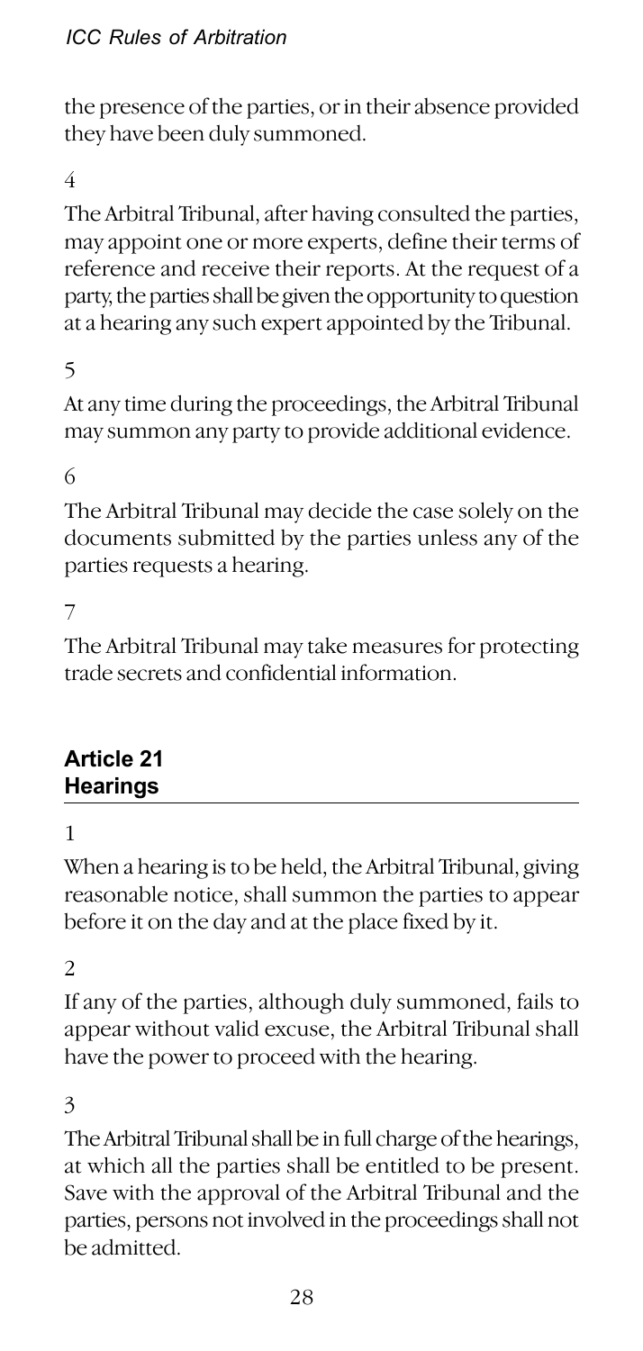the presence of the parties, or in their absence provided they have been duly summoned.

4

The Arbitral Tribunal, after having consulted the parties, may appoint one or more experts, define their terms of reference and receive their reports. At the request of a party, the parties shall be given the opportunity to question at a hearing any such expert appointed by the Tribunal.

5

At any time during the proceedings, the Arbitral Tribunal may summon any party to provide additional evidence.

6

The Arbitral Tribunal may decide the case solely on the documents submitted by the parties unless any of the parties requests a hearing.

7

The Arbitral Tribunal may take measures for protecting trade secrets and confidential information.

## Article 21
## Hearings

1

When a hearing is to be held, the Arbitral Tribunal, giving reasonable notice, shall summon the parties to appear before it on the day and at the place fixed by it.

2

If any of the parties, although duly summoned, fails to appear without valid excuse, the Arbitral Tribunal shall have the power to proceed with the hearing.

3

The Arbitral Tribunal shall be in full charge of the hearings, at which all the parties shall be entitled to be present. Save with the approval of the Arbitral Tribunal and the parties, persons not involved in the proceedings shall not be admitted.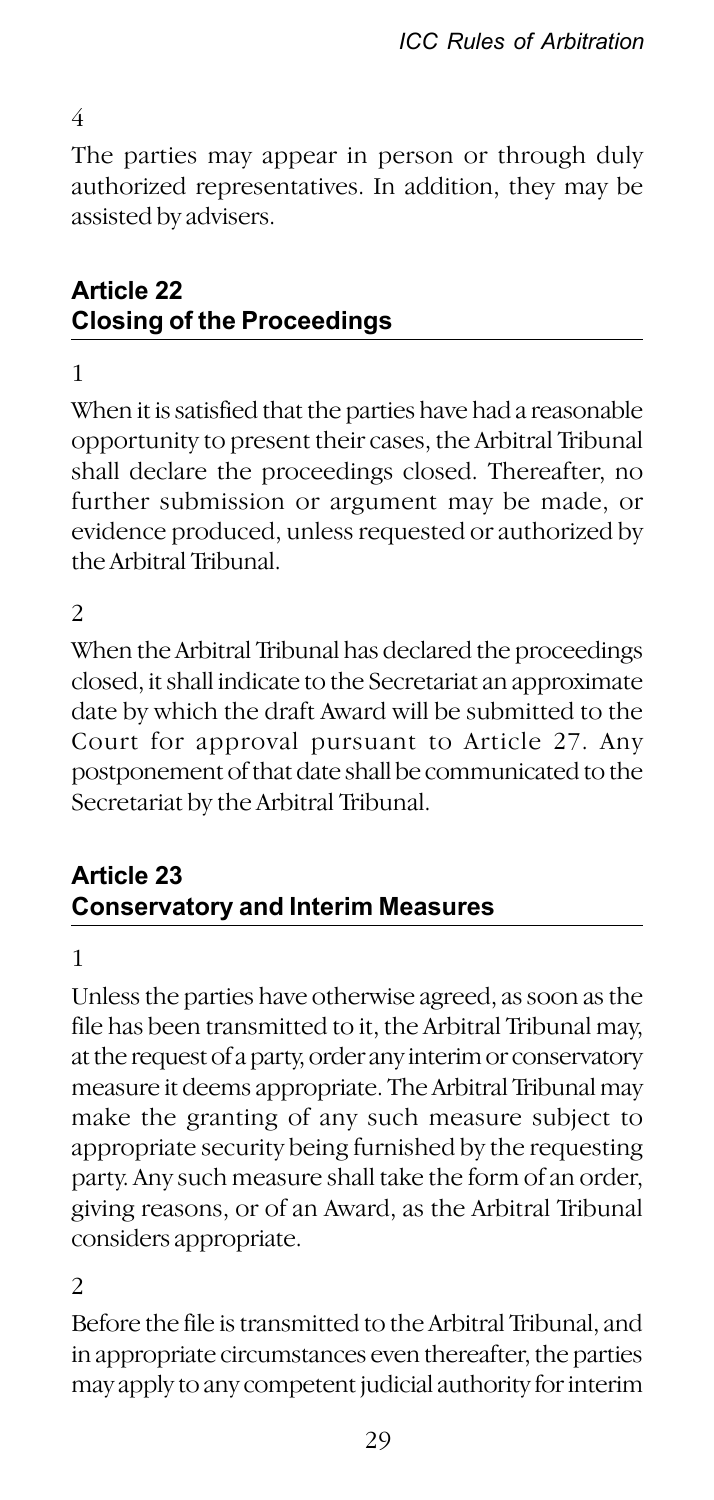4

The parties may appear in person or through duly authorized representatives. In addition, they may be assisted by advisers.

## Article 22
## Closing of the Proceedings

1

When it is satisfied that the parties have had a reasonable opportunity to present their cases, the Arbitral Tribunal shall declare the proceedings closed. Thereafter, no further submission or argument may be made, or evidence produced, unless requested or authorized by the Arbitral Tribunal.

2

When the Arbitral Tribunal has declared the proceedings closed, it shall indicate to the Secretariat an approximate date by which the draft Award will be submitted to the Court for approval pursuant to Article 27. Any postponement of that date shall be communicated to the Secretariat by the Arbitral Tribunal.

## Article 23
## Conservatory and Interim Measures

1

Unless the parties have otherwise agreed, as soon as the file has been transmitted to it, the Arbitral Tribunal may, at the request of a party, order any interim or conservatory measure it deems appropriate. The Arbitral Tribunal may make the granting of any such measure subject to appropriate security being furnished by the requesting party. Any such measure shall take the form of an order, giving reasons, or of an Award, as the Arbitral Tribunal considers appropriate.

2

Before the file is transmitted to the Arbitral Tribunal, and in appropriate circumstances even thereafter, the parties may apply to any competent judicial authority for interim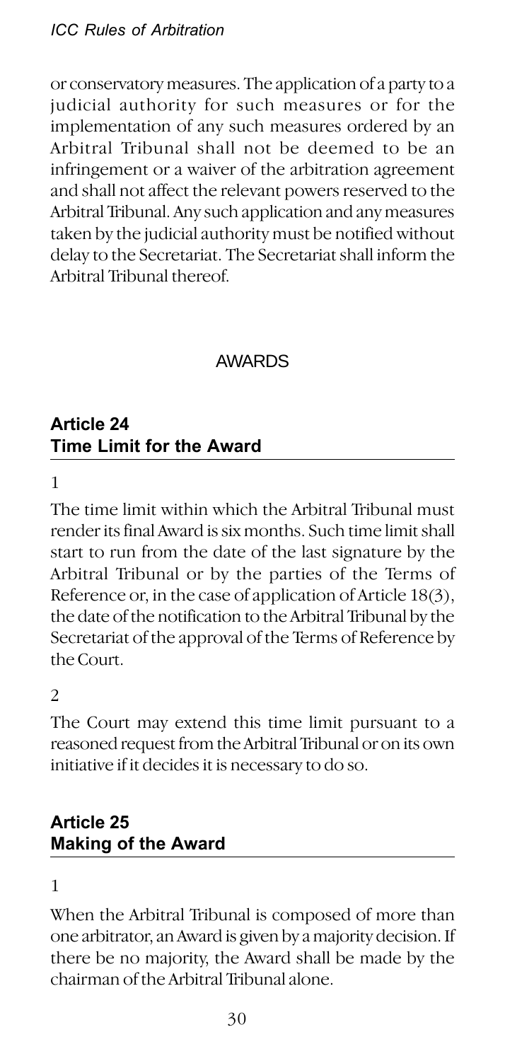or conservatory measures. The application of a party to a judicial authority for such measures or for the implementation of any such measures ordered by an Arbitral Tribunal shall not be deemed to be an infringement or a waiver of the arbitration agreement and shall not affect the relevant powers reserved to the Arbitral Tribunal. Any such application and any measures taken by the judicial authority must be notified without delay to the Secretariat. The Secretariat shall inform the Arbitral Tribunal thereof.

## AWARDS

### Article 24
### Time Limit for the Award

1

The time limit within which the Arbitral Tribunal must render its final Award is six months. Such time limit shall start to run from the date of the last signature by the Arbitral Tribunal or by the parties of the Terms of Reference or, in the case of application of Article 18(3), the date of the notification to the Arbitral Tribunal by the Secretariat of the approval of the Terms of Reference by the Court.

2

The Court may extend this time limit pursuant to a reasoned request from the Arbitral Tribunal or on its own initiative if it decides it is necessary to do so.

### Article 25
### Making of the Award

1

When the Arbitral Tribunal is composed of more than one arbitrator, an Award is given by a majority decision. If there be no majority, the Award shall be made by the chairman of the Arbitral Tribunal alone.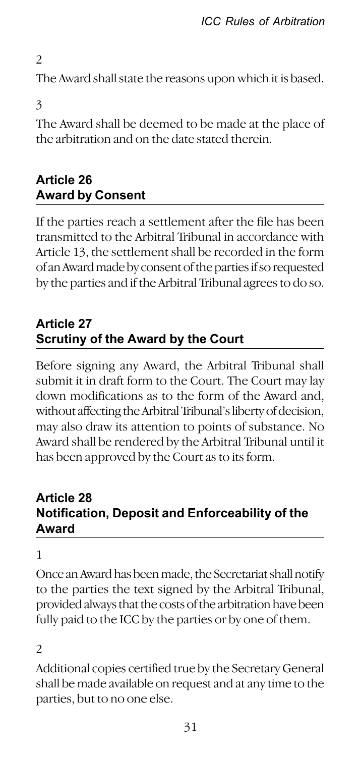2

The Award shall state the reasons upon which it is based.

3

The Award shall be deemed to be made at the place of the arbitration and on the date stated therein.

## Article 26
## Award by Consent

If the parties reach a settlement after the file has been transmitted to the Arbitral Tribunal in accordance with Article 13, the settlement shall be recorded in the form of an Award made by consent of the parties if so requested by the parties and if the Arbitral Tribunal agrees to do so.

## Article 27
## Scrutiny of the Award by the Court

Before signing any Award, the Arbitral Tribunal shall submit it in draft form to the Court. The Court may lay down modifications as to the form of the Award and, without affecting the Arbitral Tribunal's liberty of decision, may also draw its attention to points of substance. No Award shall be rendered by the Arbitral Tribunal until it has been approved by the Court as to its form.

## Article 28
## Notification, Deposit and Enforceability of the Award

1

Once an Award has been made, the Secretariat shall notify to the parties the text signed by the Arbitral Tribunal, provided always that the costs of the arbitration have been fully paid to the ICC by the parties or by one of them.

2

Additional copies certified true by the Secretary General shall be made available on request and at any time to the parties, but to no one else.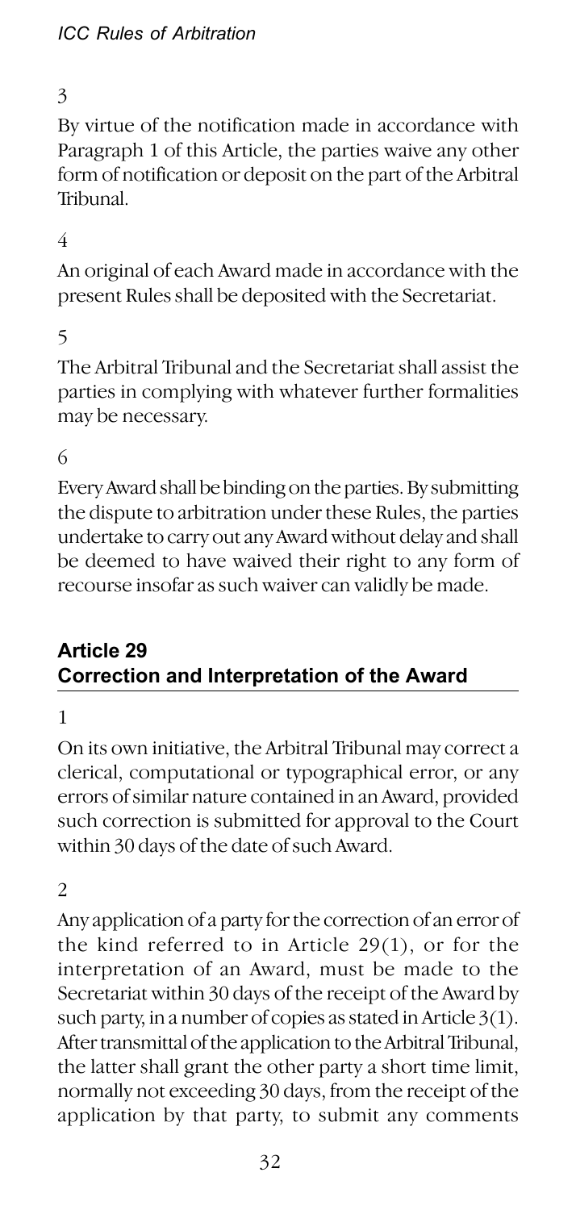3

By virtue of the notification made in accordance with Paragraph 1 of this Article, the parties waive any other form of notification or deposit on the part of the Arbitral Tribunal.

4

An original of each Award made in accordance with the present Rules shall be deposited with the Secretariat.

5

The Arbitral Tribunal and the Secretariat shall assist the parties in complying with whatever further formalities may be necessary.

6

Every Award shall be binding on the parties. By submitting the dispute to arbitration under these Rules, the parties undertake to carry out any Award without delay and shall be deemed to have waived their right to any form of recourse insofar as such waiver can validly be made.

## Article 29
## Correction and Interpretation of the Award

1

On its own initiative, the Arbitral Tribunal may correct a clerical, computational or typographical error, or any errors of similar nature contained in an Award, provided such correction is submitted for approval to the Court within 30 days of the date of such Award.

2

Any application of a party for the correction of an error of the kind referred to in Article 29(1), or for the interpretation of an Award, must be made to the Secretariat within 30 days of the receipt of the Award by such party, in a number of copies as stated in Article 3(1). After transmittal of the application to the Arbitral Tribunal, the latter shall grant the other party a short time limit, normally not exceeding 30 days, from the receipt of the application by that party, to submit any comments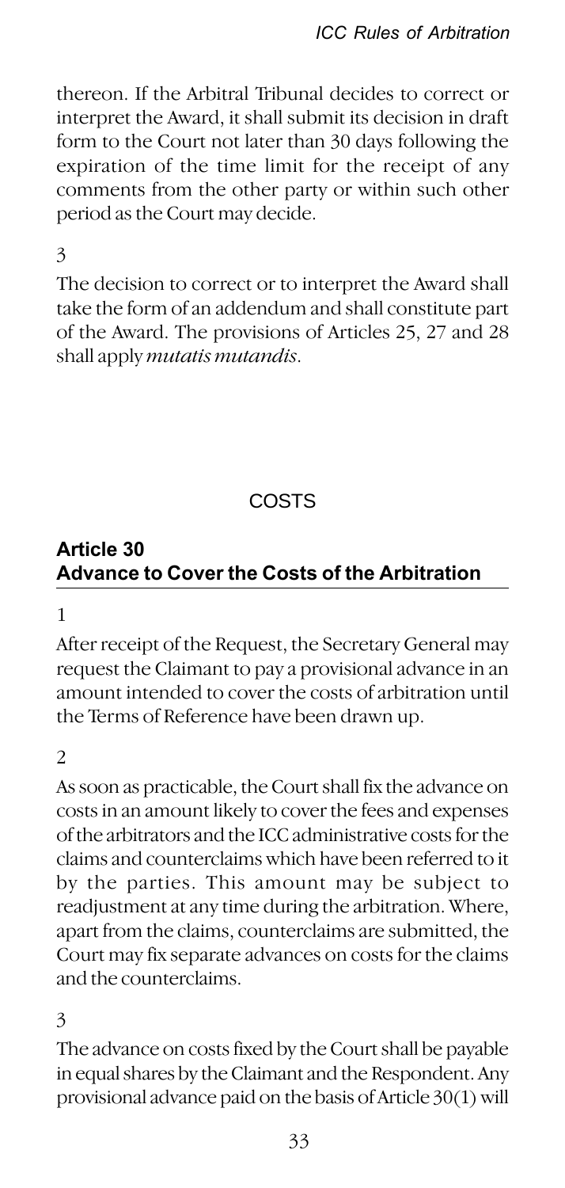thereon. If the Arbitral Tribunal decides to correct or interpret the Award, it shall submit its decision in draft form to the Court not later than 30 days following the expiration of the time limit for the receipt of any comments from the other party or within such other period as the Court may decide.

3

The decision to correct or to interpret the Award shall take the form of an addendum and shall constitute part of the Award. The provisions of Articles 25, 27 and 28 shall apply *mutatis mutandis*.

## COSTS

### Article 30
### Advance to Cover the Costs of the Arbitration

1

After receipt of the Request, the Secretary General may request the Claimant to pay a provisional advance in an amount intended to cover the costs of arbitration until the Terms of Reference have been drawn up.

2

As soon as practicable, the Court shall fix the advance on costs in an amount likely to cover the fees and expenses of the arbitrators and the ICC administrative costs for the claims and counterclaims which have been referred to it by the parties. This amount may be subject to readjustment at any time during the arbitration. Where, apart from the claims, counterclaims are submitted, the Court may fix separate advances on costs for the claims and the counterclaims.

3

The advance on costs fixed by the Court shall be payable in equal shares by the Claimant and the Respondent. Any provisional advance paid on the basis of Article 30(1) will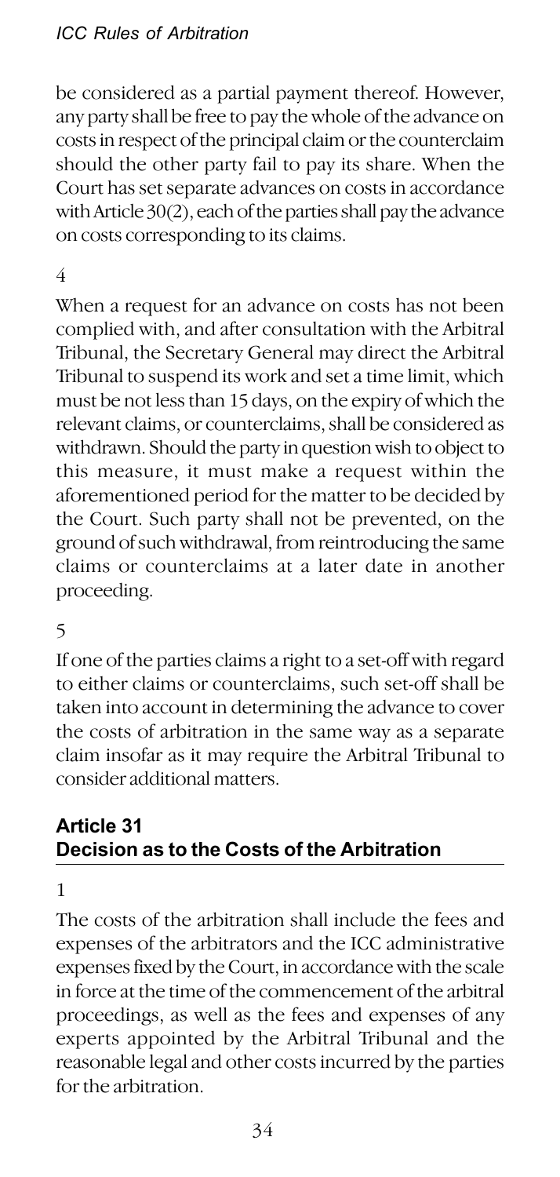be considered as a partial payment thereof. However, any party shall be free to pay the whole of the advance on costs in respect of the principal claim or the counterclaim should the other party fail to pay its share. When the Court has set separate advances on costs in accordance with Article 30(2), each of the parties shall pay the advance on costs corresponding to its claims.

4

When a request for an advance on costs has not been complied with, and after consultation with the Arbitral Tribunal, the Secretary General may direct the Arbitral Tribunal to suspend its work and set a time limit, which must be not less than 15 days, on the expiry of which the relevant claims, or counterclaims, shall be considered as withdrawn. Should the party in question wish to object to this measure, it must make a request within the aforementioned period for the matter to be decided by the Court. Such party shall not be prevented, on the ground of such withdrawal, from reintroducing the same claims or counterclaims at a later date in another proceeding.

5

If one of the parties claims a right to a set-off with regard to either claims or counterclaims, such set-off shall be taken into account in determining the advance to cover the costs of arbitration in the same way as a separate claim insofar as it may require the Arbitral Tribunal to consider additional matters.

## Article 31
## Decision as to the Costs of the Arbitration

1

The costs of the arbitration shall include the fees and expenses of the arbitrators and the ICC administrative expenses fixed by the Court, in accordance with the scale in force at the time of the commencement of the arbitral proceedings, as well as the fees and expenses of any experts appointed by the Arbitral Tribunal and the reasonable legal and other costs incurred by the parties for the arbitration.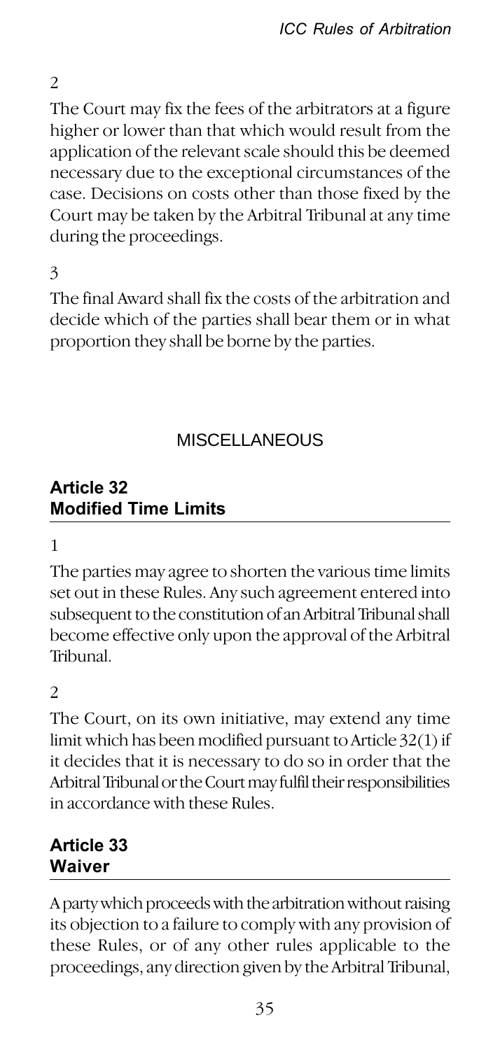2

The Court may fix the fees of the arbitrators at a figure higher or lower than that which would result from the application of the relevant scale should this be deemed necessary due to the exceptional circumstances of the case. Decisions on costs other than those fixed by the Court may be taken by the Arbitral Tribunal at any time during the proceedings.

3

The final Award shall fix the costs of the arbitration and decide which of the parties shall bear them or in what proportion they shall be borne by the parties.

## MISCELLANEOUS

### Article 32 Modified Time Limits

1

The parties may agree to shorten the various time limits set out in these Rules. Any such agreement entered into subsequent to the constitution of an Arbitral Tribunal shall become effective only upon the approval of the Arbitral Tribunal.

2

The Court, on its own initiative, may extend any time limit which has been modified pursuant to Article 32(1) if it decides that it is necessary to do so in order that the Arbitral Tribunal or the Court may fulfil their responsibilities in accordance with these Rules.

### Article 33 Waiver

A party which proceeds with the arbitration without raising its objection to a failure to comply with any provision of these Rules, or of any other rules applicable to the proceedings, any direction given by the Arbitral Tribunal,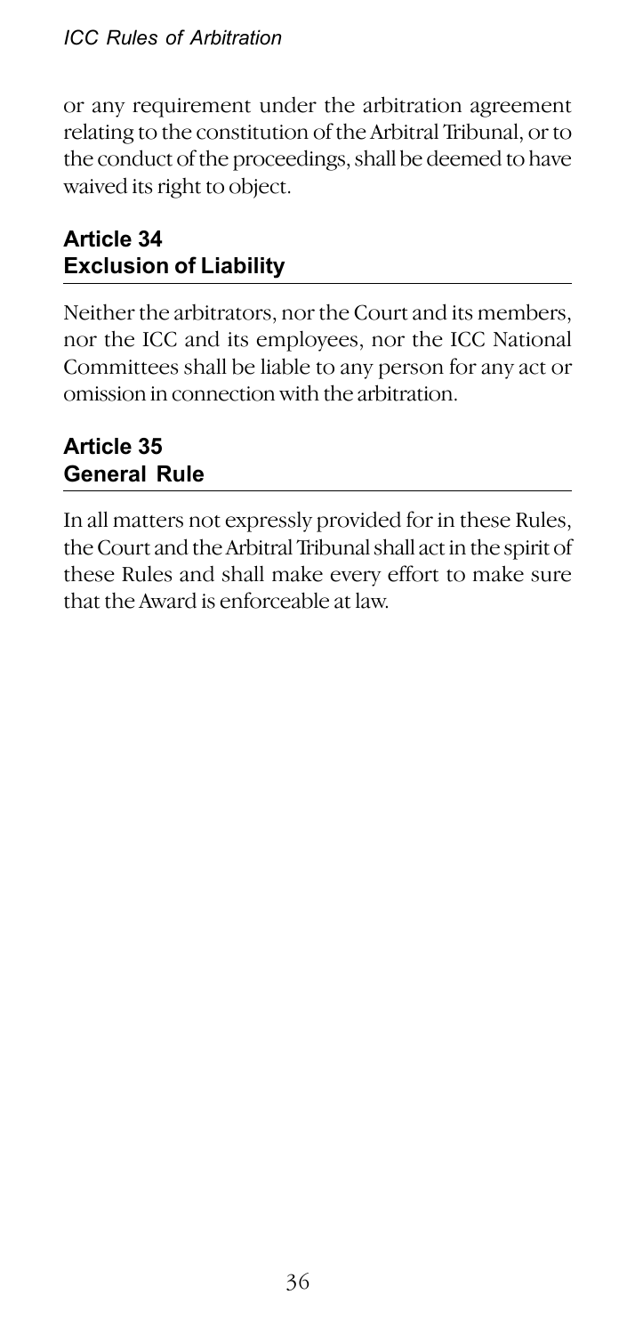or any requirement under the arbitration agreement relating to the constitution of the Arbitral Tribunal, or to the conduct of the proceedings, shall be deemed to have waived its right to object.

## Article 34
## Exclusion of Liability

Neither the arbitrators, nor the Court and its members, nor the ICC and its employees, nor the ICC National Committees shall be liable to any person for any act or omission in connection with the arbitration.

## Article 35
## General Rule

In all matters not expressly provided for in these Rules, the Court and the Arbitral Tribunal shall act in the spirit of these Rules and shall make every effort to make sure that the Award is enforceable at law.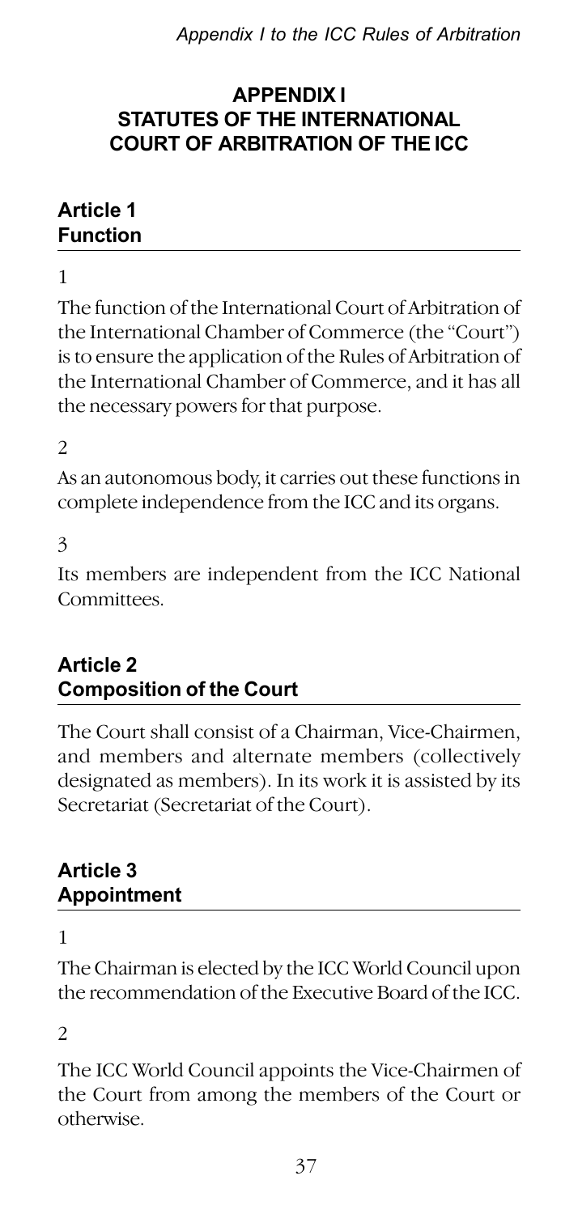# APPENDIX I STATUTES OF THE INTERNATIONAL COURT OF ARBITRATION OF THE ICC

## Article 1 Function

1

The function of the International Court of Arbitration of the International Chamber of Commerce (the "Court") is to ensure the application of the Rules of Arbitration of the International Chamber of Commerce, and it has all the necessary powers for that purpose.

2

As an autonomous body, it carries out these functions in complete independence from the ICC and its organs.

3

Its members are independent from the ICC National Committees.

## Article 2 Composition of the Court

The Court shall consist of a Chairman, Vice-Chairmen, and members and alternate members (collectively designated as members). In its work it is assisted by its Secretariat (Secretariat of the Court).

## Article 3 Appointment

1

The Chairman is elected by the ICC World Council upon the recommendation of the Executive Board of the ICC.

2

The ICC World Council appoints the Vice-Chairmen of the Court from among the members of the Court or otherwise.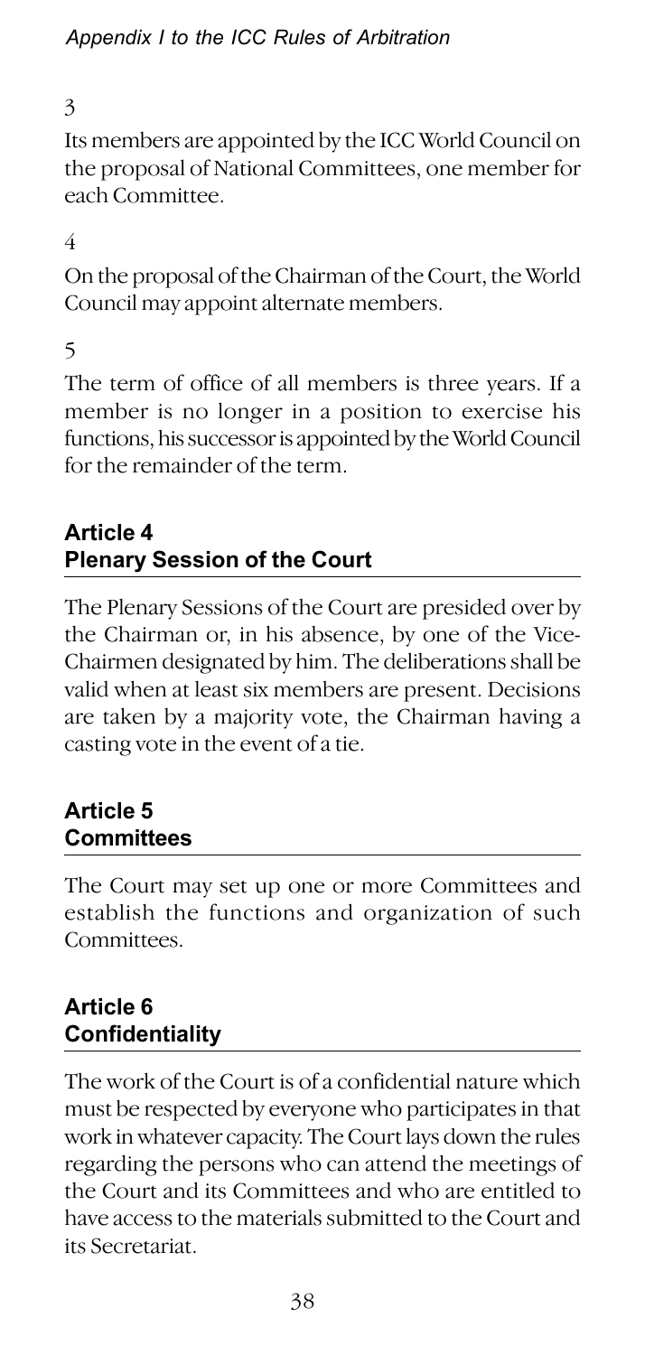3

Its members are appointed by the ICC World Council on the proposal of National Committees, one member for each Committee.

4

On the proposal of the Chairman of the Court, the World Council may appoint alternate members.

5

The term of office of all members is three years. If a member is no longer in a position to exercise his functions, his successor is appointed by the World Council for the remainder of the term.

## Article 4
## Plenary Session of the Court

The Plenary Sessions of the Court are presided over by the Chairman or, in his absence, by one of the Vice-Chairmen designated by him. The deliberations shall be valid when at least six members are present. Decisions are taken by a majority vote, the Chairman having a casting vote in the event of a tie.

## Article 5
## Committees

The Court may set up one or more Committees and establish the functions and organization of such Committees.

## Article 6
## Confidentiality

The work of the Court is of a confidential nature which must be respected by everyone who participates in that work in whatever capacity. The Court lays down the rules regarding the persons who can attend the meetings of the Court and its Committees and who are entitled to have access to the materials submitted to the Court and its Secretariat.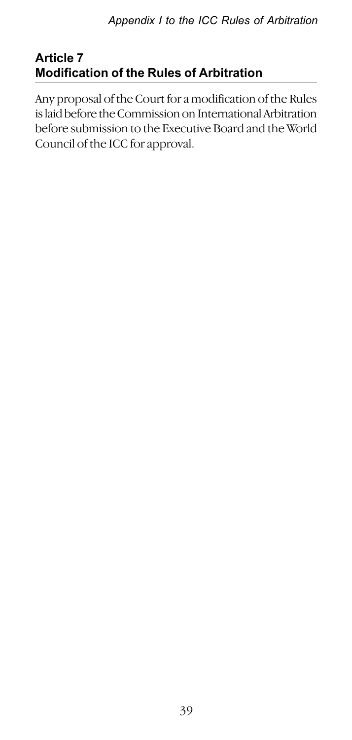## Article 7
## Modification of the Rules of Arbitration

Any proposal of the Court for a modification of the Rules is laid before the Commission on International Arbitration before submission to the Executive Board and the World Council of the ICC for approval.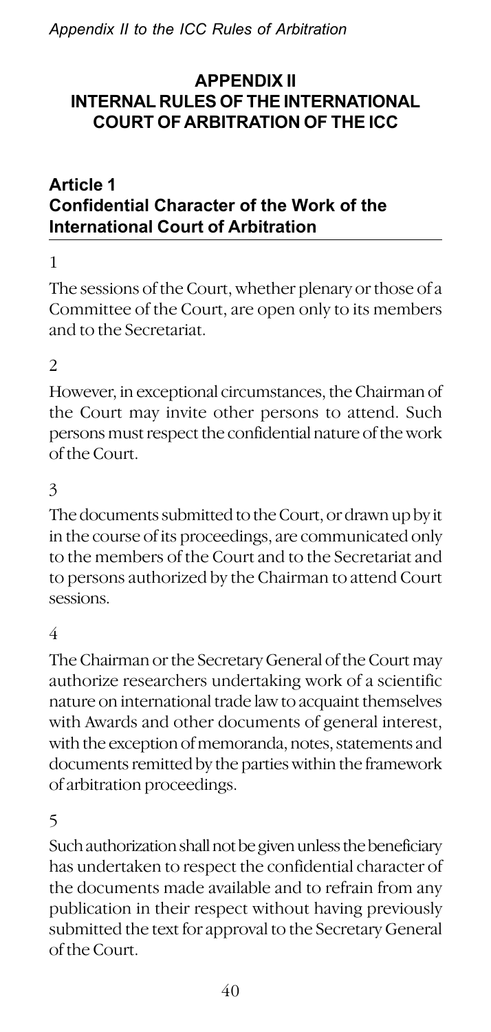## APPENDIX II
## INTERNAL RULES OF THE INTERNATIONAL COURT OF ARBITRATION OF THE ICC

### Article 1
### Confidential Character of the Work of the International Court of Arbitration

1

The sessions of the Court, whether plenary or those of a Committee of the Court, are open only to its members and to the Secretariat.

2

However, in exceptional circumstances, the Chairman of the Court may invite other persons to attend. Such persons must respect the confidential nature of the work of the Court.

3

The documents submitted to the Court, or drawn up by it in the course of its proceedings, are communicated only to the members of the Court and to the Secretariat and to persons authorized by the Chairman to attend Court sessions.

4

The Chairman or the Secretary General of the Court may authorize researchers undertaking work of a scientific nature on international trade law to acquaint themselves with Awards and other documents of general interest, with the exception of memoranda, notes, statements and documents remitted by the parties within the framework of arbitration proceedings.

5

Such authorization shall not be given unless the beneficiary has undertaken to respect the confidential character of the documents made available and to refrain from any publication in their respect without having previously submitted the text for approval to the Secretary General of the Court.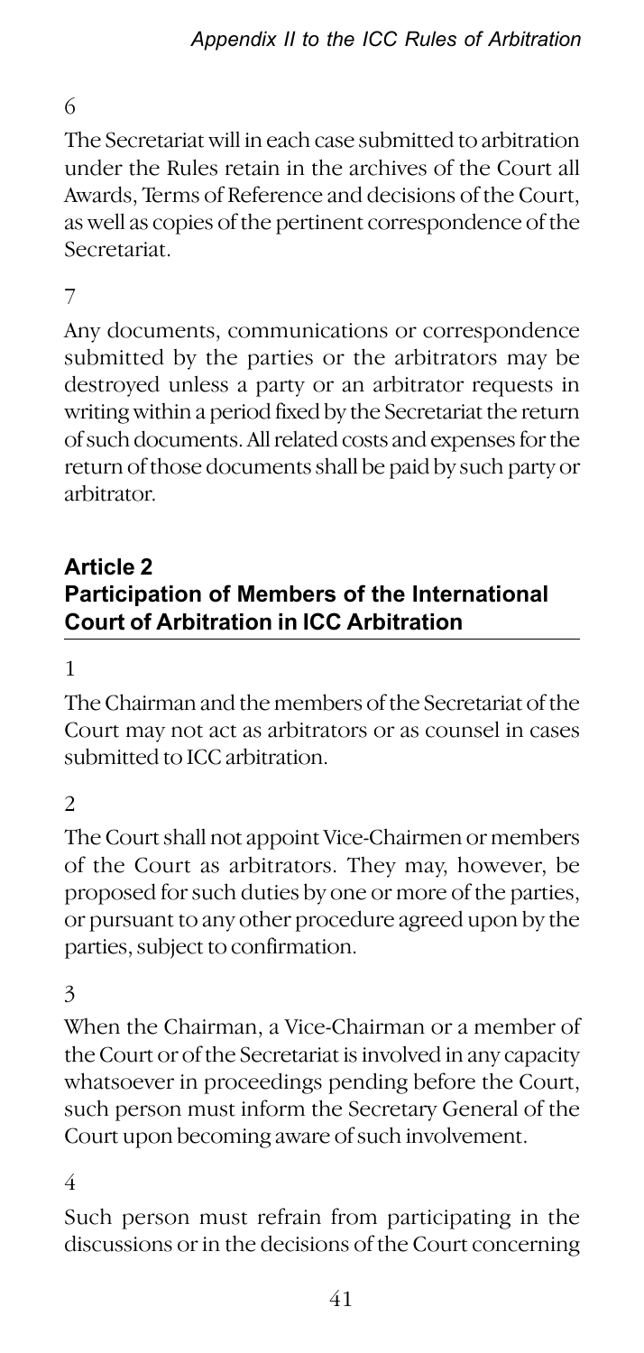6

The Secretariat will in each case submitted to arbitration under the Rules retain in the archives of the Court all Awards, Terms of Reference and decisions of the Court, as well as copies of the pertinent correspondence of the Secretariat.

7

Any documents, communications or correspondence submitted by the parties or the arbitrators may be destroyed unless a party or an arbitrator requests in writing within a period fixed by the Secretariat the return of such documents. All related costs and expenses for the return of those documents shall be paid by such party or arbitrator.

## Article 2
## Participation of Members of the International Court of Arbitration in ICC Arbitration

1

The Chairman and the members of the Secretariat of the Court may not act as arbitrators or as counsel in cases submitted to ICC arbitration.

2

The Court shall not appoint Vice-Chairmen or members of the Court as arbitrators. They may, however, be proposed for such duties by one or more of the parties, or pursuant to any other procedure agreed upon by the parties, subject to confirmation.

3

When the Chairman, a Vice-Chairman or a member of the Court or of the Secretariat is involved in any capacity whatsoever in proceedings pending before the Court, such person must inform the Secretary General of the Court upon becoming aware of such involvement.

4

Such person must refrain from participating in the discussions or in the decisions of the Court concerning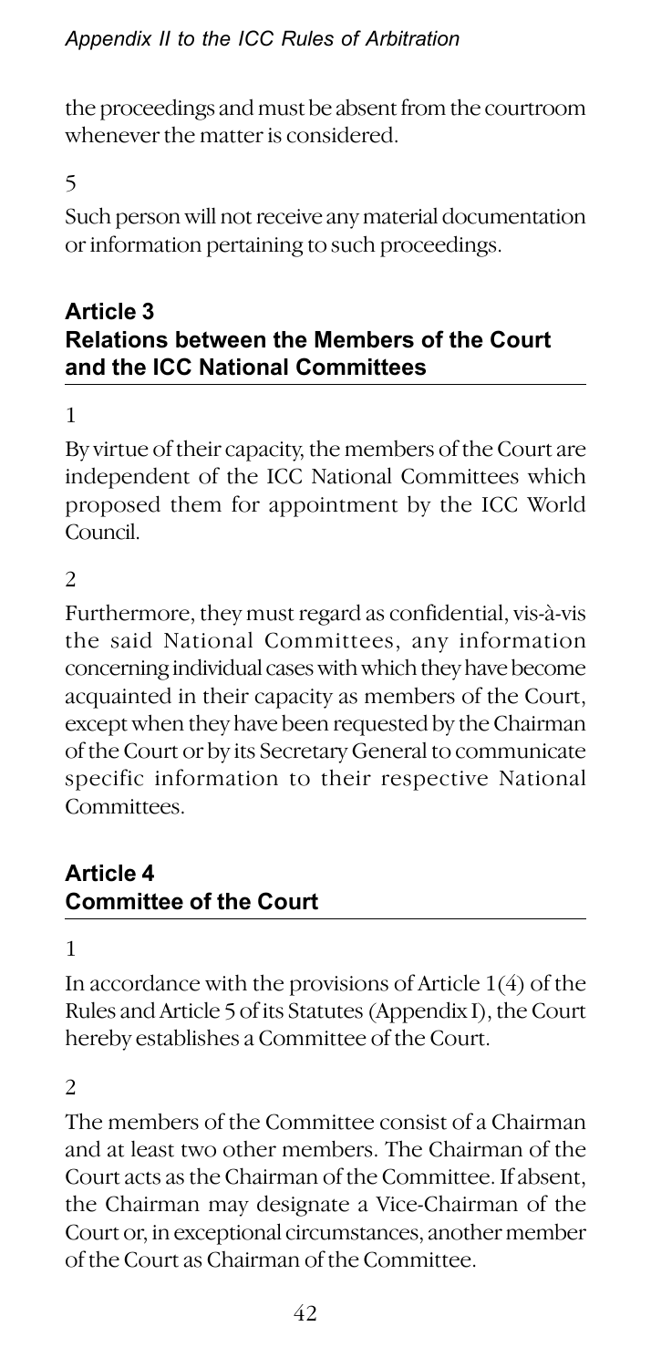the proceedings and must be absent from the courtroom whenever the matter is considered.

5

Such person will not receive any material documentation or information pertaining to such proceedings.

## Article 3
## Relations between the Members of the Court and the ICC National Committees

1

By virtue of their capacity, the members of the Court are independent of the ICC National Committees which proposed them for appointment by the ICC World Council.

2

Furthermore, they must regard as confidential, vis-à-vis the said National Committees, any information concerning individual cases with which they have become acquainted in their capacity as members of the Court, except when they have been requested by the Chairman of the Court or by its Secretary General to communicate specific information to their respective National Committees.

## Article 4
## Committee of the Court

1

In accordance with the provisions of Article 1(4) of the Rules and Article 5 of its Statutes (Appendix I), the Court hereby establishes a Committee of the Court.

2

The members of the Committee consist of a Chairman and at least two other members. The Chairman of the Court acts as the Chairman of the Committee. If absent, the Chairman may designate a Vice-Chairman of the Court or, in exceptional circumstances, another member of the Court as Chairman of the Committee.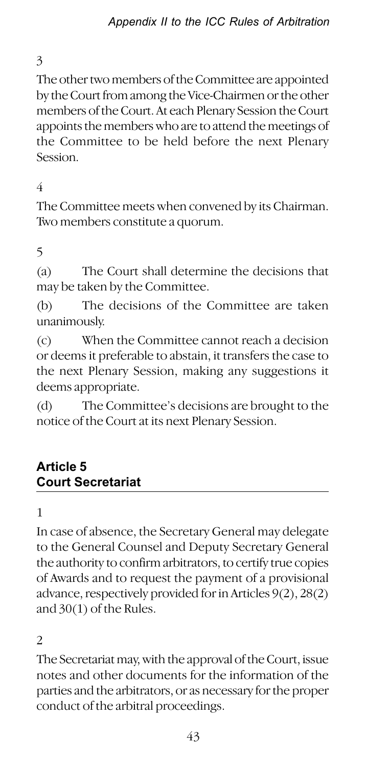3

The other two members of the Committee are appointed by the Court from among the Vice-Chairmen or the other members of the Court. At each Plenary Session the Court appoints the members who are to attend the meetings of the Committee to be held before the next Plenary Session.

4

The Committee meets when convened by its Chairman. Two members constitute a quorum.

5

(a) The Court shall determine the decisions that may be taken by the Committee.

(b) The decisions of the Committee are taken unanimously.

(c) When the Committee cannot reach a decision or deems it preferable to abstain, it transfers the case to the next Plenary Session, making any suggestions it deems appropriate.

(d) The Committee's decisions are brought to the notice of the Court at its next Plenary Session.

## Article 5
## Court Secretariat

1

In case of absence, the Secretary General may delegate to the General Counsel and Deputy Secretary General the authority to confirm arbitrators, to certify true copies of Awards and to request the payment of a provisional advance, respectively provided for in Articles 9(2), 28(2) and 30(1) of the Rules.

2

The Secretariat may, with the approval of the Court, issue notes and other documents for the information of the parties and the arbitrators, or as necessary for the proper conduct of the arbitral proceedings.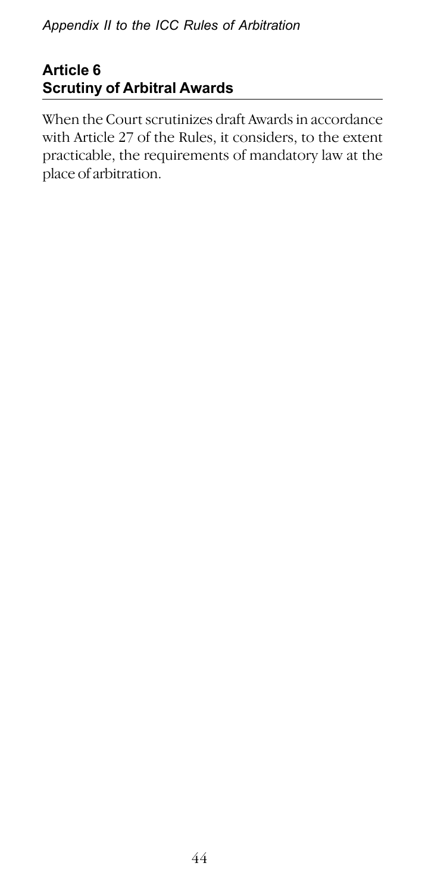## Article 6
## Scrutiny of Arbitral Awards

When the Court scrutinizes draft Awards in accordance with Article 27 of the Rules, it considers, to the extent practicable, the requirements of mandatory law at the place of arbitration.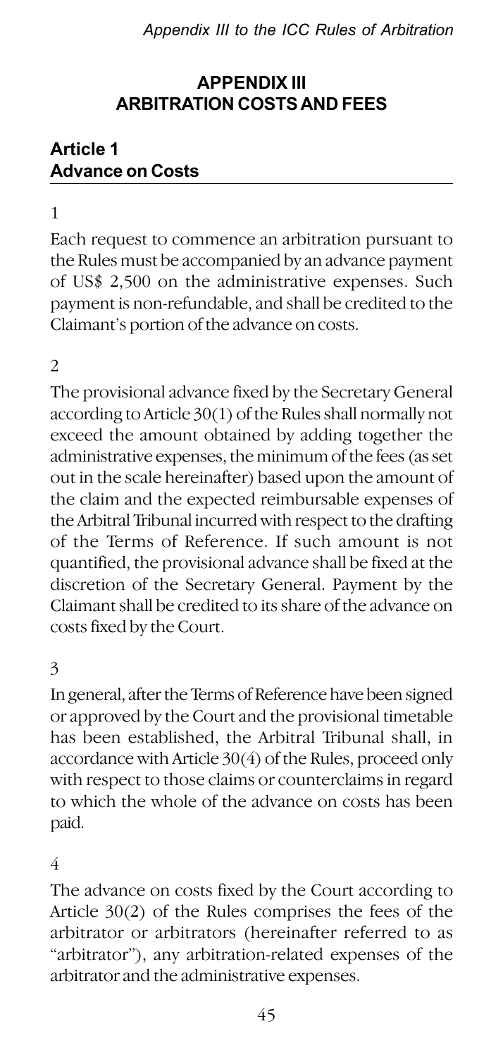## APPENDIX III
## ARBITRATION COSTS AND FEES

### Article 1
### Advance on Costs

1

Each request to commence an arbitration pursuant to the Rules must be accompanied by an advance payment of US$ 2,500 on the administrative expenses. Such payment is non-refundable, and shall be credited to the Claimant's portion of the advance on costs.

2

The provisional advance fixed by the Secretary General according to Article 30(1) of the Rules shall normally not exceed the amount obtained by adding together the administrative expenses, the minimum of the fees (as set out in the scale hereinafter) based upon the amount of the claim and the expected reimbursable expenses of the Arbitral Tribunal incurred with respect to the drafting of the Terms of Reference. If such amount is not quantified, the provisional advance shall be fixed at the discretion of the Secretary General. Payment by the Claimant shall be credited to its share of the advance on costs fixed by the Court.

3

In general, after the Terms of Reference have been signed or approved by the Court and the provisional timetable has been established, the Arbitral Tribunal shall, in accordance with Article 30(4) of the Rules, proceed only with respect to those claims or counterclaims in regard to which the whole of the advance on costs has been paid.

4

The advance on costs fixed by the Court according to Article 30(2) of the Rules comprises the fees of the arbitrator or arbitrators (hereinafter referred to as "arbitrator"), any arbitration-related expenses of the arbitrator and the administrative expenses.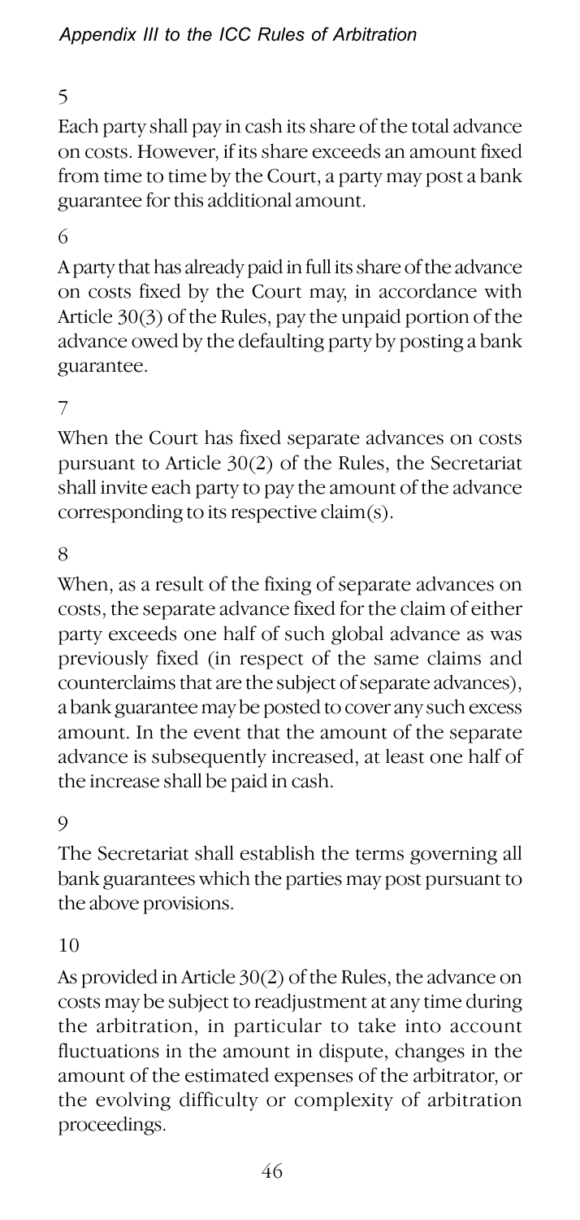5

Each party shall pay in cash its share of the total advance on costs. However, if its share exceeds an amount fixed from time to time by the Court, a party may post a bank guarantee for this additional amount.

6

A party that has already paid in full its share of the advance on costs fixed by the Court may, in accordance with Article 30(3) of the Rules, pay the unpaid portion of the advance owed by the defaulting party by posting a bank guarantee.

7

When the Court has fixed separate advances on costs pursuant to Article 30(2) of the Rules, the Secretariat shall invite each party to pay the amount of the advance corresponding to its respective claim(s).

8

When, as a result of the fixing of separate advances on costs, the separate advance fixed for the claim of either party exceeds one half of such global advance as was previously fixed (in respect of the same claims and counterclaims that are the subject of separate advances), a bank guarantee may be posted to cover any such excess amount. In the event that the amount of the separate advance is subsequently increased, at least one half of the increase shall be paid in cash.

9

The Secretariat shall establish the terms governing all bank guarantees which the parties may post pursuant to the above provisions.

10

As provided in Article 30(2) of the Rules, the advance on costs may be subject to readjustment at any time during the arbitration, in particular to take into account fluctuations in the amount in dispute, changes in the amount of the estimated expenses of the arbitrator, or the evolving difficulty or complexity of arbitration proceedings.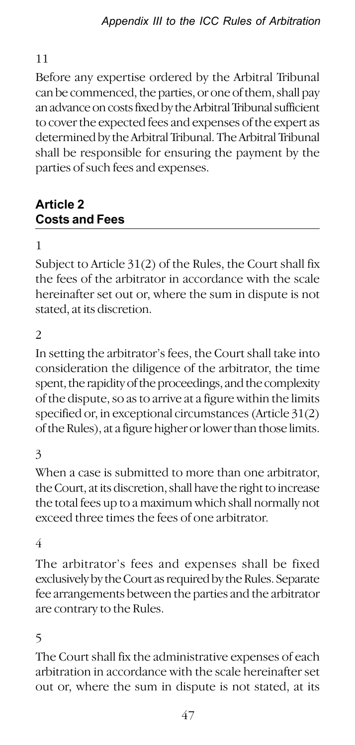11

Before any expertise ordered by the Arbitral Tribunal can be commenced, the parties, or one of them, shall pay an advance on costs fixed by the Arbitral Tribunal sufficient to cover the expected fees and expenses of the expert as determined by the Arbitral Tribunal. The Arbitral Tribunal shall be responsible for ensuring the payment by the parties of such fees and expenses.

## Article 2
## Costs and Fees

1

Subject to Article 31(2) of the Rules, the Court shall fix the fees of the arbitrator in accordance with the scale hereinafter set out or, where the sum in dispute is not stated, at its discretion.

2

In setting the arbitrator's fees, the Court shall take into consideration the diligence of the arbitrator, the time spent, the rapidity of the proceedings, and the complexity of the dispute, so as to arrive at a figure within the limits specified or, in exceptional circumstances (Article 31(2) of the Rules), at a figure higher or lower than those limits.

3

When a case is submitted to more than one arbitrator, the Court, at its discretion, shall have the right to increase the total fees up to a maximum which shall normally not exceed three times the fees of one arbitrator.

4

The arbitrator's fees and expenses shall be fixed exclusively by the Court as required by the Rules. Separate fee arrangements between the parties and the arbitrator are contrary to the Rules.

5

The Court shall fix the administrative expenses of each arbitration in accordance with the scale hereinafter set out or, where the sum in dispute is not stated, at its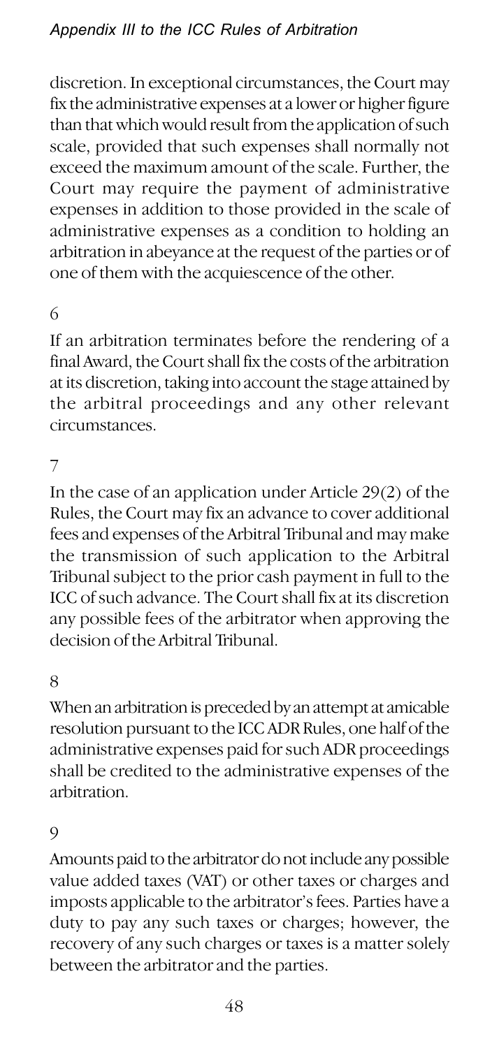discretion. In exceptional circumstances, the Court may fix the administrative expenses at a lower or higher figure than that which would result from the application of such scale, provided that such expenses shall normally not exceed the maximum amount of the scale. Further, the Court may require the payment of administrative expenses in addition to those provided in the scale of administrative expenses as a condition to holding an arbitration in abeyance at the request of the parties or of one of them with the acquiescence of the other.

6

If an arbitration terminates before the rendering of a final Award, the Court shall fix the costs of the arbitration at its discretion, taking into account the stage attained by the arbitral proceedings and any other relevant circumstances.

7

In the case of an application under Article 29(2) of the Rules, the Court may fix an advance to cover additional fees and expenses of the Arbitral Tribunal and may make the transmission of such application to the Arbitral Tribunal subject to the prior cash payment in full to the ICC of such advance. The Court shall fix at its discretion any possible fees of the arbitrator when approving the decision of the Arbitral Tribunal.

8

When an arbitration is preceded by an attempt at amicable resolution pursuant to the ICC ADR Rules, one half of the administrative expenses paid for such ADR proceedings shall be credited to the administrative expenses of the arbitration.

9

Amounts paid to the arbitrator do not include any possible value added taxes (VAT) or other taxes or charges and imposts applicable to the arbitrator's fees. Parties have a duty to pay any such taxes or charges; however, the recovery of any such charges or taxes is a matter solely between the arbitrator and the parties.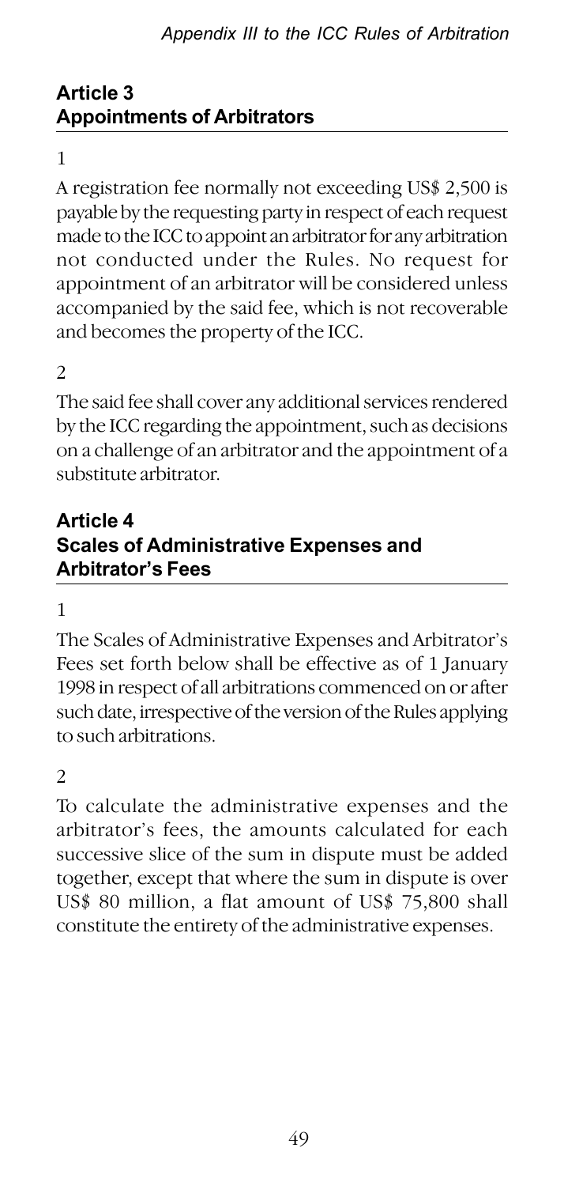## Article 3
## Appointments of Arbitrators

1

A registration fee normally not exceeding US$ 2,500 is payable by the requesting party in respect of each request made to the ICC to appoint an arbitrator for any arbitration not conducted under the Rules. No request for appointment of an arbitrator will be considered unless accompanied by the said fee, which is not recoverable and becomes the property of the ICC.

2

The said fee shall cover any additional services rendered by the ICC regarding the appointment, such as decisions on a challenge of an arbitrator and the appointment of a substitute arbitrator.

## Article 4
## Scales of Administrative Expenses and Arbitrator's Fees

1

The Scales of Administrative Expenses and Arbitrator's Fees set forth below shall be effective as of 1 January 1998 in respect of all arbitrations commenced on or after such date, irrespective of the version of the Rules applying to such arbitrations.

2

To calculate the administrative expenses and the arbitrator's fees, the amounts calculated for each successive slice of the sum in dispute must be added together, except that where the sum in dispute is over US$ 80 million, a flat amount of US$ 75,800 shall constitute the entirety of the administrative expenses.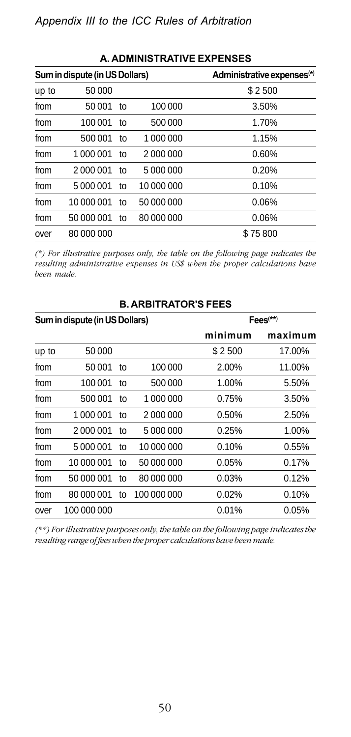## A. ADMINISTRATIVE EXPENSES

| Sum in dispute (in US Dollars) | | | | Administrative expenses(*) |
|---|---|---|---|---|
| up to | 50 000 | | | $ 2 500 |
| from | 50 001 | to | 100 000 | 3.50% |
| from | 100 001 | to | 500 000 | 1.70% |
| from | 500 001 | to | 1 000 000 | 1.15% |
| from | 1 000 001 | to | 2 000 000 | 0.60% |
| from | 2 000 001 | to | 5 000 000 | 0.20% |
| from | 5 000 001 | to | 10 000 000 | 0.10% |
| from | 10 000 001 | to | 50 000 000 | 0.06% |
| from | 50 000 001 | to | 80 000 000 | 0.06% |
| over | 80 000 000 | | | $ 75 800 |

*(\*) For illustrative purposes only, the table on the following page indicates the resulting administrative expenses in US$ when the proper calculations have been made.*

## B. ARBITRATOR'S FEES

| Sum in dispute (in US Dollars) | | | | Fees(**) | |
|---|---|---|---|---|---|
| | | | | minimum | maximum |
| up to | 50 000 | | | $ 2 500 | 17.00% |
| from | 50 001 | to | 100 000 | 2.00% | 11.00% |
| from | 100 001 | to | 500 000 | 1.00% | 5.50% |
| from | 500 001 | to | 1 000 000 | 0.75% | 3.50% |
| from | 1 000 001 | to | 2 000 000 | 0.50% | 2.50% |
| from | 2 000 001 | to | 5 000 000 | 0.25% | 1.00% |
| from | 5 000 001 | to | 10 000 000 | 0.10% | 0.55% |
| from | 10 000 001 | to | 50 000 000 | 0.05% | 0.17% |
| from | 50 000 001 | to | 80 000 000 | 0.03% | 0.12% |
| from | 80 000 001 | to | 100 000 000 | 0.02% | 0.10% |
| over | 100 000 000 | | | 0.01% | 0.05% |

*(\*\*) For illustrative purposes only, the table on the following page indicates the resulting range of fees when the proper calculations have been made.*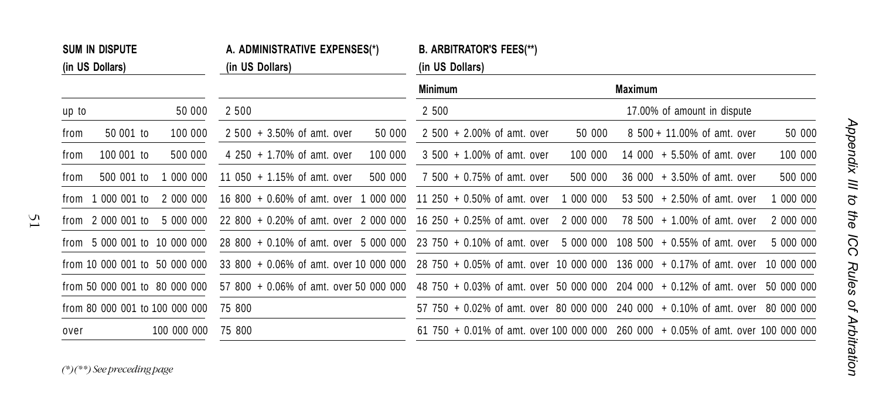| SUM IN DISPUTE (in US Dollars) | A. ADMINISTRATIVE EXPENSES(*) (in US Dollars) | B. ARBITRATOR'S FEES(**) (in US Dollars) | |
|---|---|---|---|
| | | Minimum | Maximum |
| up to 50 000 | 2 500 | 2 500 | 17.00% of amount in dispute |
| from 50 001 to 100 000 | 2 500 + 3.50% of amt. over 50 000 | 2 500 + 2.00% of amt. over 50 000 | 8 500 + 11.00% of amt. over 50 000 |
| from 100 001 to 500 000 | 4 250 + 1.70% of amt. over 100 000 | 3 500 + 1.00% of amt. over 100 000 | 14 000 + 5.50% of amt. over 100 000 |
| from 500 001 to 1 000 000 | 11 050 + 1.15% of amt. over 500 000 | 7 500 + 0.75% of amt. over 500 000 | 36 000 + 3.50% of amt. over 500 000 |
| from 1 000 001 to 2 000 000 | 16 800 + 0.60% of amt. over 1 000 000 | 11 250 + 0.50% of amt. over 1 000 000 | 53 500 + 2.50% of amt. over 1 000 000 |
| from 2 000 001 to 5 000 000 | 22 800 + 0.20% of amt. over 2 000 000 | 16 250 + 0.25% of amt. over 2 000 000 | 78 500 + 1.00% of amt. over 2 000 000 |
| from 5 000 001 to 10 000 000 | 28 800 + 0.10% of amt. over 5 000 000 | 23 750 + 0.10% of amt. over 5 000 000 | 108 500 + 0.55% of amt. over 5 000 000 |
| from 10 000 001 to 50 000 000 | 33 800 + 0.06% of amt. over 10 000 000 | 28 750 + 0.05% of amt. over 10 000 000 | 136 000 + 0.17% of amt. over 10 000 000 |
| from 50 000 001 to 80 000 000 | 57 800 + 0.06% of amt. over 50 000 000 | 48 750 + 0.03% of amt. over 50 000 000 | 204 000 + 0.12% of amt. over 50 000 000 |
| from 80 000 001 to 100 000 000 | 75 800 | 57 750 + 0.02% of amt. over 80 000 000 | 240 000 + 0.10% of amt. over 80 000 000 |
| over 100 000 000 | 75 800 | 61 750 + 0.01% of amt. over 100 000 000 | 260 000 + 0.05% of amt. over 100 000 000 |

*(\*)(\*\*) See preceding page*